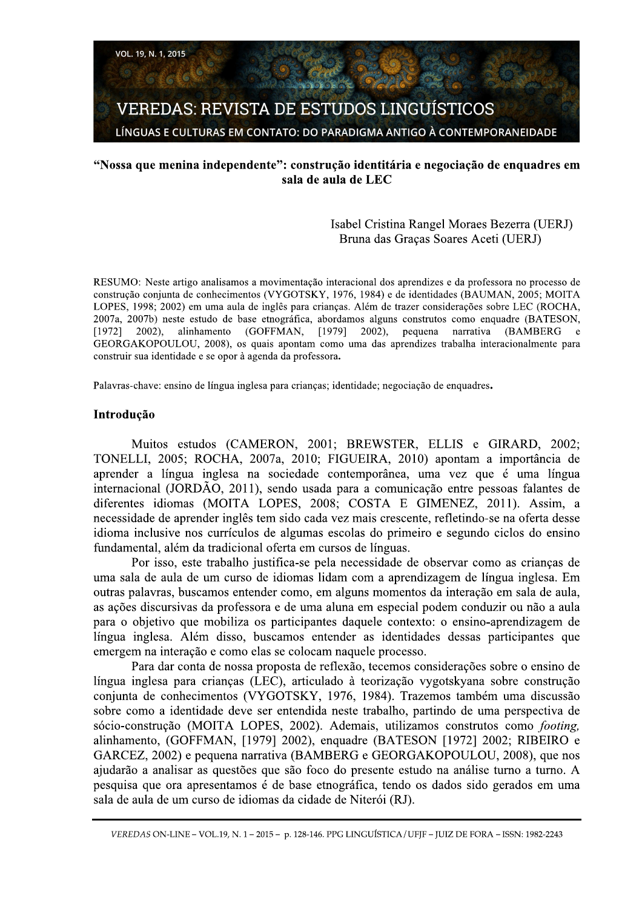# "Nossa que menina independente": construção identitária e negociação de enquadres em sala de aula de LEC

Isabel Cristina Rangel Moraes Bezerra (UERJ)
Bruna das Graças Soares Aceti (UERJ)

RESUMO: Neste artigo analisamos a movimentação interacional dos aprendizes e da professora no processo de construção conjunta de conhecimentos (VYGOTSKY, 1976, 1984) e de identidades (BAUMAN, 2005; MOITA LOPES, 1998; 2002) em uma aula de inglês para crianças. Além de trazer considerações sobre LEC (ROCHA, 2007a, 2007b) neste estudo de base etnográfica, abordamos alguns construtos como enquadre (BATESON, [1972] 2002), alinhamento (GOFFMAN, [1979] 2002), pequena narrativa (BAMBERG e GEORGAKOPOULOU, 2008), os quais apontam como uma das aprendizes trabalha interacionalmente para construir sua identidade e se opor à agenda da professora.

Palavras-chave: ensino de língua inglesa para crianças; identidade; negociação de enquadres.

## Introdução

Muitos estudos (CAMERON, 2001; BREWSTER, ELLIS e GIRARD, 2002; TONELLI, 2005; ROCHA, 2007a, 2010; FIGUEIRA, 2010) apontam a importância de aprender a língua inglesa na sociedade contemporânea, uma vez que é uma língua internacional (JORDÃO, 2011), sendo usada para a comunicação entre pessoas falantes de diferentes idiomas (MOITA LOPES, 2008; COSTA E GIMENEZ, 2011). Assim, a necessidade de aprender inglês tem sido cada vez mais crescente, refletindo-se na oferta desse idioma inclusive nos currículos de algumas escolas do primeiro e segundo ciclos do ensino fundamental, além da tradicional oferta em cursos de línguas.

Por isso, este trabalho justifica-se pela necessidade de observar como as crianças de uma sala de aula de um curso de idiomas lidam com a aprendizagem de língua inglesa. Em outras palavras, buscamos entender como, em alguns momentos da interação em sala de aula, as ações discursivas da professora e de uma aluna em especial podem conduzir ou não a aula para o objetivo que mobiliza os participantes daquele contexto: o ensino-aprendizagem de língua inglesa. Além disso, buscamos entender as identidades dessas participantes que emergem na interação e como elas se colocam naquele processo.

Para dar conta de nossa proposta de reflexão, tecemos considerações sobre o ensino de língua inglesa para crianças (LEC), articulado à teorização vygotskyana sobre construção conjunta de conhecimentos (VYGOTSKY, 1976, 1984). Trazemos também uma discussão sobre como a identidade deve ser entendida neste trabalho, partindo de uma perspectiva de sócio-construção (MOITA LOPES, 2002). Ademais, utilizamos construtos como *footing*, alinhamento, (GOFFMAN, [1979] 2002), enquadre (BATESON [1972] 2002; RIBEIRO e GARCEZ, 2002) e pequena narrativa (BAMBERG e GEORGAKOPOULOU, 2008), que nos ajudarão a analisar as questões que são foco do presente estudo na análise turno a turno. A pesquisa que ora apresentamos é de base etnográfica, tendo os dados sido gerados em uma sala de aula de um curso de idiomas da cidade de Niterói (RJ).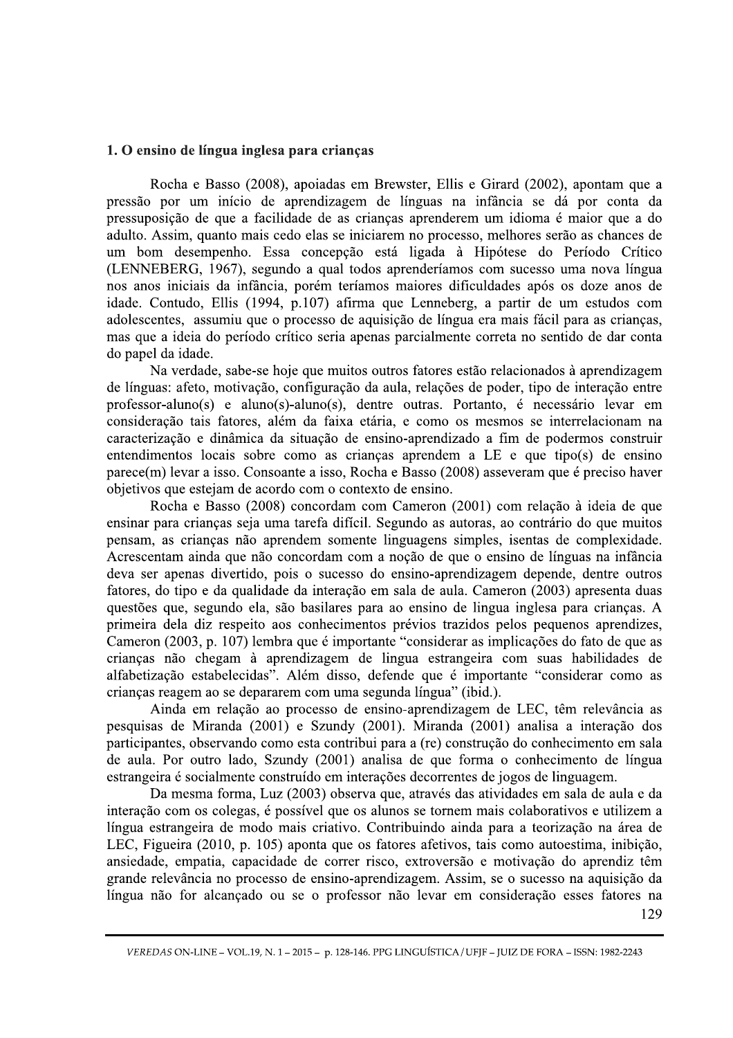## 1. O ensino de língua inglesa para crianças

Rocha e Basso (2008), apoiadas em Brewster, Ellis e Girard (2002), apontam que a pressão por um início de aprendizagem de línguas na infância se dá por conta da pressuposição de que a facilidade de as crianças aprenderem um idioma é maior que a do adulto. Assim, quanto mais cedo elas se iniciarem no processo, melhores serão as chances de um bom desempenho. Essa concepção está ligada à Hipótese do Período Crítico (LENNEBERG, 1967), segundo a qual todos aprenderíamos com sucesso uma nova língua nos anos iniciais da infância, porém teríamos maiores dificuldades após os doze anos de idade. Contudo, Ellis (1994, p.107) afirma que Lenneberg, a partir de um estudos com adolescentes, assumiu que o processo de aquisição de língua era mais fácil para as crianças, mas que a ideia do período crítico seria apenas parcialmente correta no sentido de dar conta do papel da idade.

Na verdade, sabe-se hoje que muitos outros fatores estão relacionados à aprendizagem de línguas: afeto, motivação, configuração da aula, relações de poder, tipo de interação entre professor-aluno(s) e aluno(s)-aluno(s), dentre outras. Portanto, é necessário levar em consideração tais fatores, além da faixa etária, e como os mesmos se interrelacionam na caracterização e dinâmica da situação de ensino-aprendizado a fim de podermos construir entendimentos locais sobre como as crianças aprendem a LE e que tipo(s) de ensino parece(m) levar a isso. Consoante a isso, Rocha e Basso (2008) asseveram que é preciso haver objetivos que estejam de acordo com o contexto de ensino.

Rocha e Basso (2008) concordam com Cameron (2001) com relação à ideia de que ensinar para crianças seja uma tarefa difícil. Segundo as autoras, ao contrário do que muitos pensam, as crianças não aprendem somente linguagens simples, isentas de complexidade. Acrescentam ainda que não concordam com a noção de que o ensino de línguas na infância deva ser apenas divertido, pois o sucesso do ensino-aprendizagem depende, dentre outros fatores, do tipo e da qualidade da interação em sala de aula. Cameron (2003) apresenta duas questões que, segundo ela, são basilares para ao ensino de lingua inglesa para crianças. A primeira dela diz respeito aos conhecimentos prévios trazidos pelos pequenos aprendizes, Cameron (2003, p. 107) lembra que é importante "considerar as implicações do fato de que as crianças não chegam à aprendizagem de lingua estrangeira com suas habilidades de alfabetização estabelecidas". Além disso, defende que é importante "considerar como as crianças reagem ao se depararem com uma segunda língua" (ibid.).

Ainda em relação ao processo de ensino-aprendizagem de LEC, têm relevância as pesquisas de Miranda (2001) e Szundy (2001). Miranda (2001) analisa a interação dos participantes, observando como esta contribui para a (re) construção do conhecimento em sala de aula. Por outro lado, Szundy (2001) analisa de que forma o conhecimento de língua estrangeira é socialmente construído em interações decorrentes de jogos de linguagem.

Da mesma forma, Luz (2003) observa que, através das atividades em sala de aula e da interação com os colegas, é possível que os alunos se tornem mais colaborativos e utilizem a língua estrangeira de modo mais criativo. Contribuindo ainda para a teorização na área de LEC, Figueira (2010, p. 105) aponta que os fatores afetivos, tais como autoestima, inibição, ansiedade, empatia, capacidade de correr risco, extroversão e motivação do aprendiz têm grande relevância no processo de ensino-aprendizagem. Assim, se o sucesso na aquisição da língua não for alcançado ou se o professor não levar em consideração esses fatores na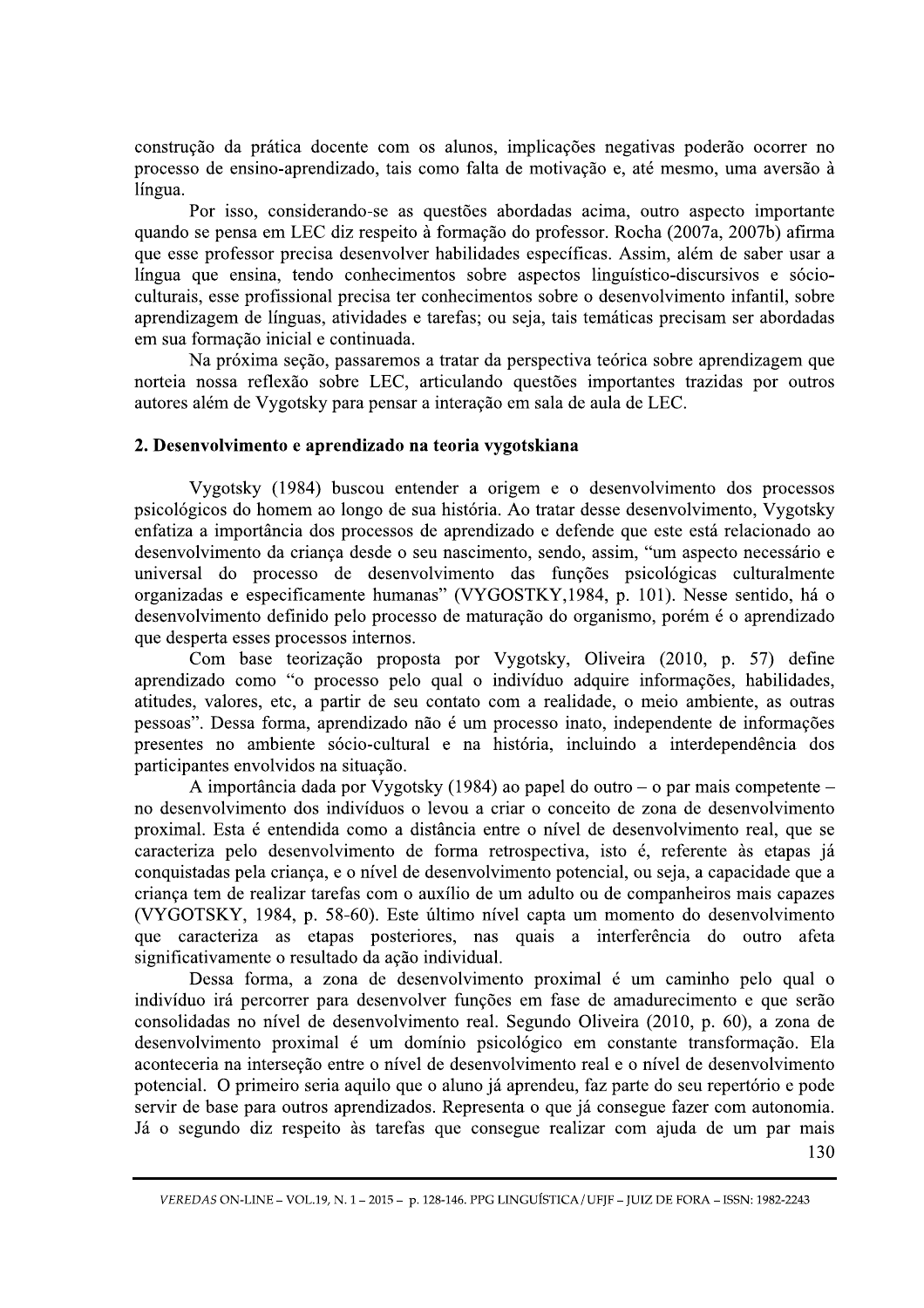construção da prática docente com os alunos, implicações negativas poderão ocorrer no processo de ensino-aprendizado, tais como falta de motivação e, até mesmo, uma aversão à língua.

Por isso, considerando-se as questões abordadas acima, outro aspecto importante quando se pensa em LEC diz respeito à formação do professor. Rocha (2007a, 2007b) afirma que esse professor precisa desenvolver habilidades específicas. Assim, além de saber usar a língua que ensina, tendo conhecimentos sobre aspectos linguístico-discursivos e sócio-culturais, esse profissional precisa ter conhecimentos sobre o desenvolvimento infantil, sobre aprendizagem de línguas, atividades e tarefas; ou seja, tais temáticas precisam ser abordadas em sua formação inicial e continuada.

Na próxima seção, passaremos a tratar da perspectiva teórica sobre aprendizagem que norteia nossa reflexão sobre LEC, articulando questões importantes trazidas por outros autores além de Vygotsky para pensar a interação em sala de aula de LEC.

## 2. Desenvolvimento e aprendizado na teoria vygotskiana

Vygotsky (1984) buscou entender a origem e o desenvolvimento dos processos psicológicos do homem ao longo de sua história. Ao tratar desse desenvolvimento, Vygotsky enfatiza a importância dos processos de aprendizado e defende que este está relacionado ao desenvolvimento da criança desde o seu nascimento, sendo, assim, "um aspecto necessário e universal do processo de desenvolvimento das funções psicológicas culturalmente organizadas e especificamente humanas" (VYGOSTKY,1984, p. 101). Nesse sentido, há o desenvolvimento definido pelo processo de maturação do organismo, porém é o aprendizado que desperta esses processos internos.

Com base teorização proposta por Vygotsky, Oliveira (2010, p. 57) define aprendizado como "o processo pelo qual o indivíduo adquire informações, habilidades, atitudes, valores, etc, a partir de seu contato com a realidade, o meio ambiente, as outras pessoas". Dessa forma, aprendizado não é um processo inato, independente de informações presentes no ambiente sócio-cultural e na história, incluindo a interdependência dos participantes envolvidos na situação.

A importância dada por Vygotsky (1984) ao papel do outro – o par mais competente – no desenvolvimento dos indivíduos o levou a criar o conceito de zona de desenvolvimento proximal. Esta é entendida como a distância entre o nível de desenvolvimento real, que se caracteriza pelo desenvolvimento de forma retrospectiva, isto é, referente às etapas já conquistadas pela criança, e o nível de desenvolvimento potencial, ou seja, a capacidade que a criança tem de realizar tarefas com o auxílio de um adulto ou de companheiros mais capazes (VYGOTSKY, 1984, p. 58-60). Este último nível capta um momento do desenvolvimento que caracteriza as etapas posteriores, nas quais a interferência do outro afeta significativamente o resultado da ação individual.

Dessa forma, a zona de desenvolvimento proximal é um caminho pelo qual o indivíduo irá percorrer para desenvolver funções em fase de amadurecimento e que serão consolidadas no nível de desenvolvimento real. Segundo Oliveira (2010, p. 60), a zona de desenvolvimento proximal é um domínio psicológico em constante transformação. Ela aconteceria na interseção entre o nível de desenvolvimento real e o nível de desenvolvimento potencial. O primeiro seria aquilo que o aluno já aprendeu, faz parte do seu repertório e pode servir de base para outros aprendizados. Representa o que já consegue fazer com autonomia. Já o segundo diz respeito às tarefas que consegue realizar com ajuda de um par mais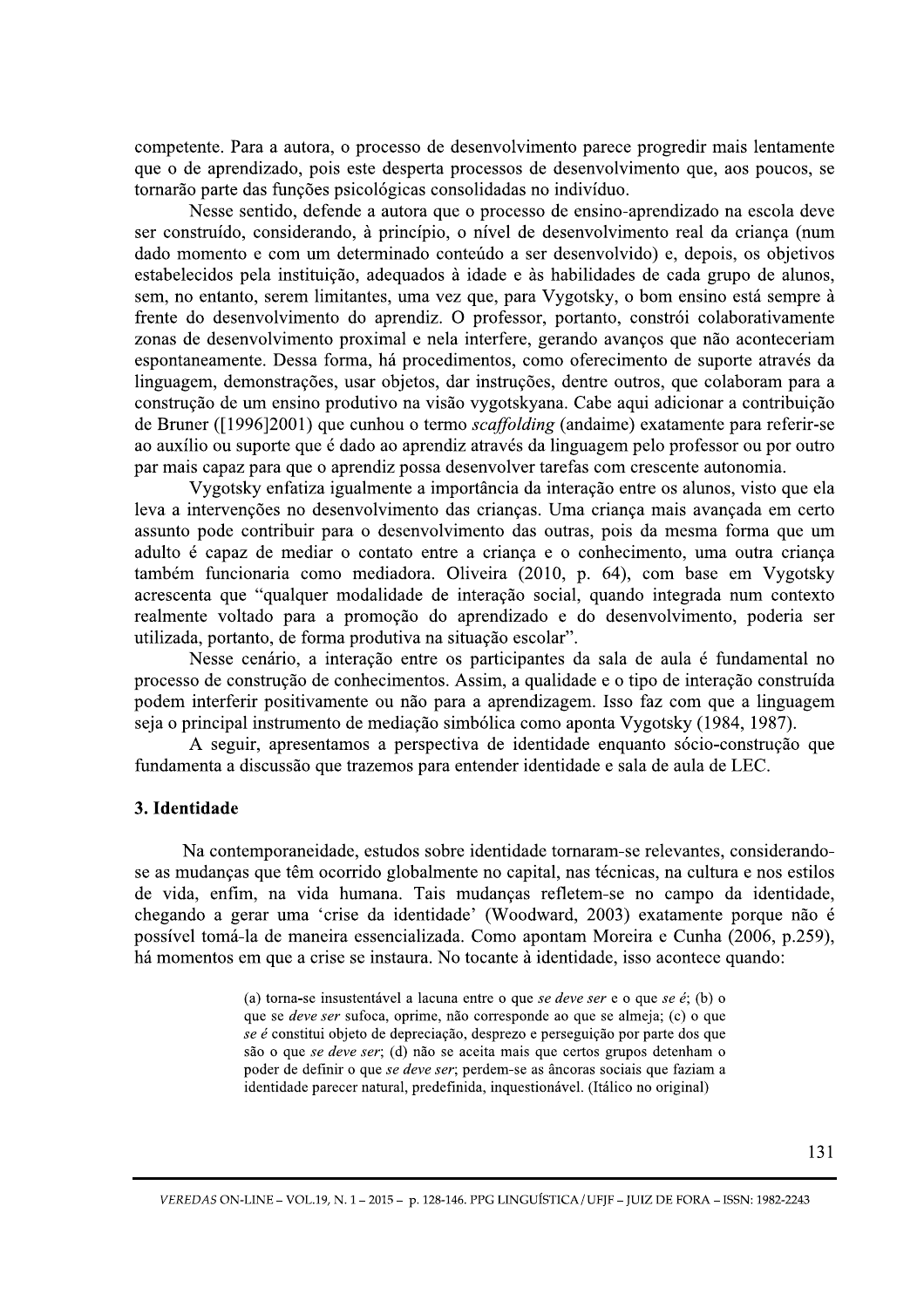competente. Para a autora, o processo de desenvolvimento parece progredir mais lentamente que o de aprendizado, pois este desperta processos de desenvolvimento que, aos poucos, se tornarão parte das funções psicológicas consolidadas no indivíduo.

Nesse sentido, defende a autora que o processo de ensino-aprendizado na escola deve ser construído, considerando, à princípio, o nível de desenvolvimento real da criança (num dado momento e com um determinado conteúdo a ser desenvolvido) e, depois, os objetivos estabelecidos pela instituição, adequados à idade e às habilidades de cada grupo de alunos, sem, no entanto, serem limitantes, uma vez que, para Vygotsky, o bom ensino está sempre à frente do desenvolvimento do aprendiz. O professor, portanto, constrói colaborativamente zonas de desenvolvimento proximal e nela interfere, gerando avanços que não aconteceriam espontaneamente. Dessa forma, há procedimentos, como oferecimento de suporte através da linguagem, demonstrações, usar objetos, dar instruções, dentre outros, que colaboram para a construção de um ensino produtivo na visão vygotskyana. Cabe aqui adicionar a contribuição de Bruner ([1996]2001) que cunhou o termo *scaffolding* (andaime) exatamente para referir-se ao auxílio ou suporte que é dado ao aprendiz através da linguagem pelo professor ou por outro par mais capaz para que o aprendiz possa desenvolver tarefas com crescente autonomia.

Vygotsky enfatiza igualmente a importância da interação entre os alunos, visto que ela leva a intervenções no desenvolvimento das crianças. Uma criança mais avançada em certo assunto pode contribuir para o desenvolvimento das outras, pois da mesma forma que um adulto é capaz de mediar o contato entre a criança e o conhecimento, uma outra criança também funcionaria como mediadora. Oliveira (2010, p. 64), com base em Vygotsky acrescenta que "qualquer modalidade de interação social, quando integrada num contexto realmente voltado para a promoção do aprendizado e do desenvolvimento, poderia ser utilizada, portanto, de forma produtiva na situação escolar".

Nesse cenário, a interação entre os participantes da sala de aula é fundamental no processo de construção de conhecimentos. Assim, a qualidade e o tipo de interação construída podem interferir positivamente ou não para a aprendizagem. Isso faz com que a linguagem seja o principal instrumento de mediação simbólica como aponta Vygotsky (1984, 1987).

A seguir, apresentamos a perspectiva de identidade enquanto sócio-construção que fundamenta a discussão que trazemos para entender identidade e sala de aula de LEC.

## 3. Identidade

Na contemporaneidade, estudos sobre identidade tornaram-se relevantes, considerando-se as mudanças que têm ocorrido globalmente no capital, nas técnicas, na cultura e nos estilos de vida, enfim, na vida humana. Tais mudanças refletem-se no campo da identidade, chegando a gerar uma 'crise da identidade' (Woodward, 2003) exatamente porque não é possível tomá-la de maneira essencializada. Como apontam Moreira e Cunha (2006, p.259), há momentos em que a crise se instaura. No tocante à identidade, isso acontece quando:

> (a) torna-se insustentável a lacuna entre o que *se deve ser* e o que *se é*; (b) o que se *deve ser* sufoca, oprime, não corresponde ao que se almeja; (c) o que *se é* constitui objeto de depreciação, desprezo e perseguição por parte dos que são o que *se deve ser*; (d) não se aceita mais que certos grupos detenham o poder de definir o que *se deve ser*; perdem-se as âncoras sociais que faziam a identidade parecer natural, predefinida, inquestionável. (Itálico no original)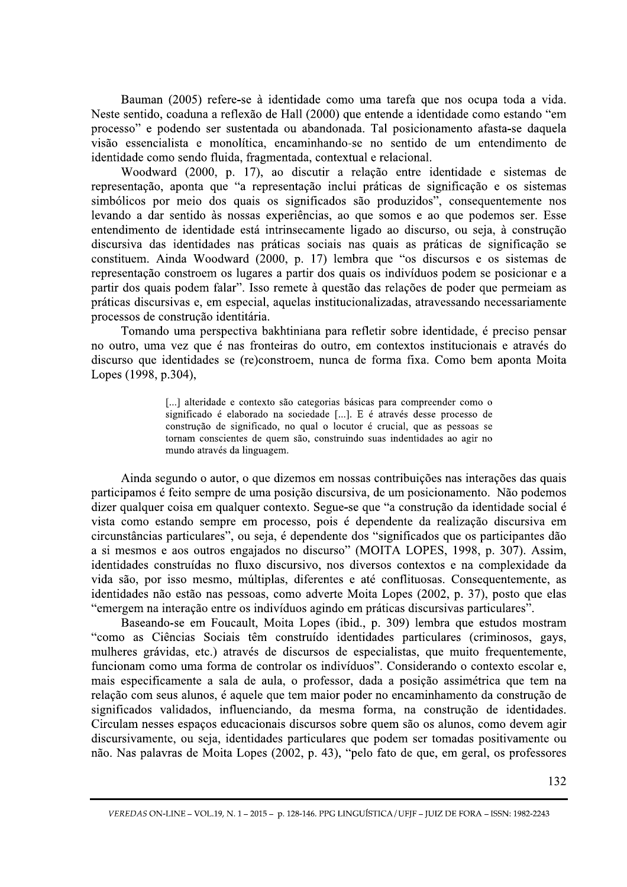Bauman (2005) refere-se à identidade como uma tarefa que nos ocupa toda a vida. Neste sentido, coaduna a reflexão de Hall (2000) que entende a identidade como estando "em processo" e podendo ser sustentada ou abandonada. Tal posicionamento afasta-se daquela visão essencialista e monolítica, encaminhando-se no sentido de um entendimento de identidade como sendo fluida, fragmentada, contextual e relacional.

Woodward (2000, p. 17), ao discutir a relação entre identidade e sistemas de representação, aponta que "a representação inclui práticas de significação e os sistemas simbólicos por meio dos quais os significados são produzidos", consequentemente nos levando a dar sentido às nossas experiências, ao que somos e ao que podemos ser. Esse entendimento de identidade está intrinsecamente ligado ao discurso, ou seja, à construção discursiva das identidades nas práticas sociais nas quais as práticas de significação se constituem. Ainda Woodward (2000, p. 17) lembra que "os discursos e os sistemas de representação constroem os lugares a partir dos quais os indivíduos podem se posicionar e a partir dos quais podem falar". Isso remete à questão das relações de poder que permeiam as práticas discursivas e, em especial, aquelas institucionalizadas, atravessando necessariamente processos de construção identitária.

Tomando uma perspectiva bakhtiniana para refletir sobre identidade, é preciso pensar no outro, uma vez que é nas fronteiras do outro, em contextos institucionais e através do discurso que identidades se (re)constroem, nunca de forma fixa. Como bem aponta Moita Lopes (1998, p.304),

> [...] alteridade e contexto são categorias básicas para compreender como o significado é elaborado na sociedade [...]. E é através desse processo de construção de significado, no qual o locutor é crucial, que as pessoas se tornam conscientes de quem são, construindo suas indentidades ao agir no mundo através da linguagem.

Ainda segundo o autor, o que dizemos em nossas contribuições nas interações das quais participamos é feito sempre de uma posição discursiva, de um posicionamento. Não podemos dizer qualquer coisa em qualquer contexto. Segue-se que "a construção da identidade social é vista como estando sempre em processo, pois é dependente da realização discursiva em circunstâncias particulares", ou seja, é dependente dos "significados que os participantes dão a si mesmos e aos outros engajados no discurso" (MOITA LOPES, 1998, p. 307). Assim, identidades construídas no fluxo discursivo, nos diversos contextos e na complexidade da vida são, por isso mesmo, múltiplas, diferentes e até conflituosas. Consequentemente, as identidades não estão nas pessoas, como adverte Moita Lopes (2002, p. 37), posto que elas "emergem na interação entre os indivíduos agindo em práticas discursivas particulares".

Baseando-se em Foucault, Moita Lopes (ibid., p. 309) lembra que estudos mostram "como as Ciências Sociais têm construído identidades particulares (criminosos, gays, mulheres grávidas, etc.) através de discursos de especialistas, que muito frequentemente, funcionam como uma forma de controlar os indivíduos". Considerando o contexto escolar e, mais especificamente a sala de aula, o professor, dada a posição assimétrica que tem na relação com seus alunos, é aquele que tem maior poder no encaminhamento da construção de significados validados, influenciando, da mesma forma, na construção de identidades. Circulam nesses espaços educacionais discursos sobre quem são os alunos, como devem agir discursivamente, ou seja, identidades particulares que podem ser tomadas positivamente ou não. Nas palavras de Moita Lopes (2002, p. 43), "pelo fato de que, em geral, os professores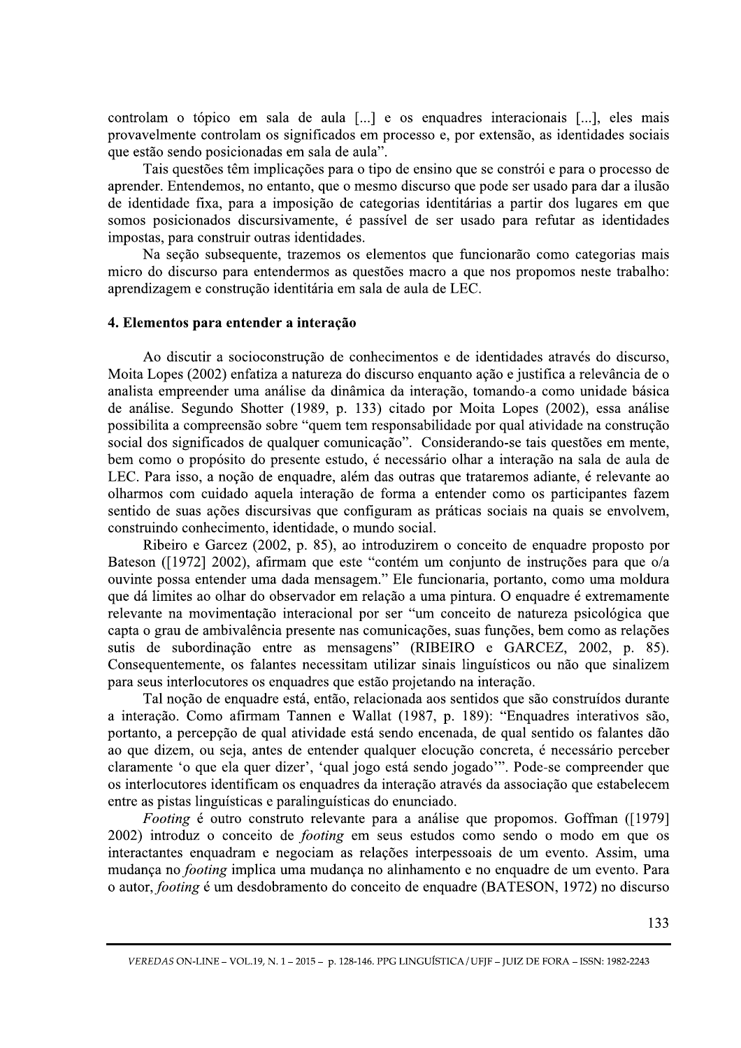controlam o tópico em sala de aula [...] e os enquadres interacionais [...], eles mais provavelmente controlam os significados em processo e, por extensão, as identidades sociais que estão sendo posicionadas em sala de aula".

Tais questões têm implicações para o tipo de ensino que se constrói e para o processo de aprender. Entendemos, no entanto, que o mesmo discurso que pode ser usado para dar a ilusão de identidade fixa, para a imposição de categorias identitárias a partir dos lugares em que somos posicionados discursivamente, é passível de ser usado para refutar as identidades impostas, para construir outras identidades.

Na seção subsequente, trazemos os elementos que funcionarão como categorias mais micro do discurso para entendermos as questões macro a que nos propomos neste trabalho: aprendizagem e construção identitária em sala de aula de LEC.

## 4. Elementos para entender a interação

Ao discutir a socioconstrução de conhecimentos e de identidades através do discurso, Moita Lopes (2002) enfatiza a natureza do discurso enquanto ação e justifica a relevância de o analista empreender uma análise da dinâmica da interação, tomando-a como unidade básica de análise. Segundo Shotter (1989, p. 133) citado por Moita Lopes (2002), essa análise possibilita a compreensão sobre "quem tem responsabilidade por qual atividade na construção social dos significados de qualquer comunicação". Considerando-se tais questões em mente, bem como o propósito do presente estudo, é necessário olhar a interação na sala de aula de LEC. Para isso, a noção de enquadre, além das outras que trataremos adiante, é relevante ao olharmos com cuidado aquela interação de forma a entender como os participantes fazem sentido de suas ações discursivas que configuram as práticas sociais na quais se envolvem, construindo conhecimento, identidade, o mundo social.

Ribeiro e Garcez (2002, p. 85), ao introduzirem o conceito de enquadre proposto por Bateson ([1972] 2002), afirmam que este "contém um conjunto de instruções para que o/a ouvinte possa entender uma dada mensagem." Ele funcionaria, portanto, como uma moldura que dá limites ao olhar do observador em relação a uma pintura. O enquadre é extremamente relevante na movimentação interacional por ser "um conceito de natureza psicológica que capta o grau de ambivalência presente nas comunicações, suas funções, bem como as relações sutis de subordinação entre as mensagens" (RIBEIRO e GARCEZ, 2002, p. 85). Consequentemente, os falantes necessitam utilizar sinais linguísticos ou não que sinalizem para seus interlocutores os enquadres que estão projetando na interação.

Tal noção de enquadre está, então, relacionada aos sentidos que são construídos durante a interação. Como afirmam Tannen e Wallat (1987, p. 189): "Enquadres interativos são, portanto, a percepção de qual atividade está sendo encenada, de qual sentido os falantes dão ao que dizem, ou seja, antes de entender qualquer elocução concreta, é necessário perceber claramente 'o que ela quer dizer', 'qual jogo está sendo jogado'". Pode-se compreender que os interlocutores identificam os enquadres da interação através da associação que estabelecem entre as pistas linguísticas e paralinguísticas do enunciado.

*Footing* é outro construto relevante para a análise que propomos. Goffman ([1979] 2002) introduz o conceito de *footing* em seus estudos como sendo o modo em que os interactantes enquadram e negociam as relações interpessoais de um evento. Assim, uma mudança no *footing* implica uma mudança no alinhamento e no enquadre de um evento. Para o autor, *footing* é um desdobramento do conceito de enquadre (BATESON, 1972) no discurso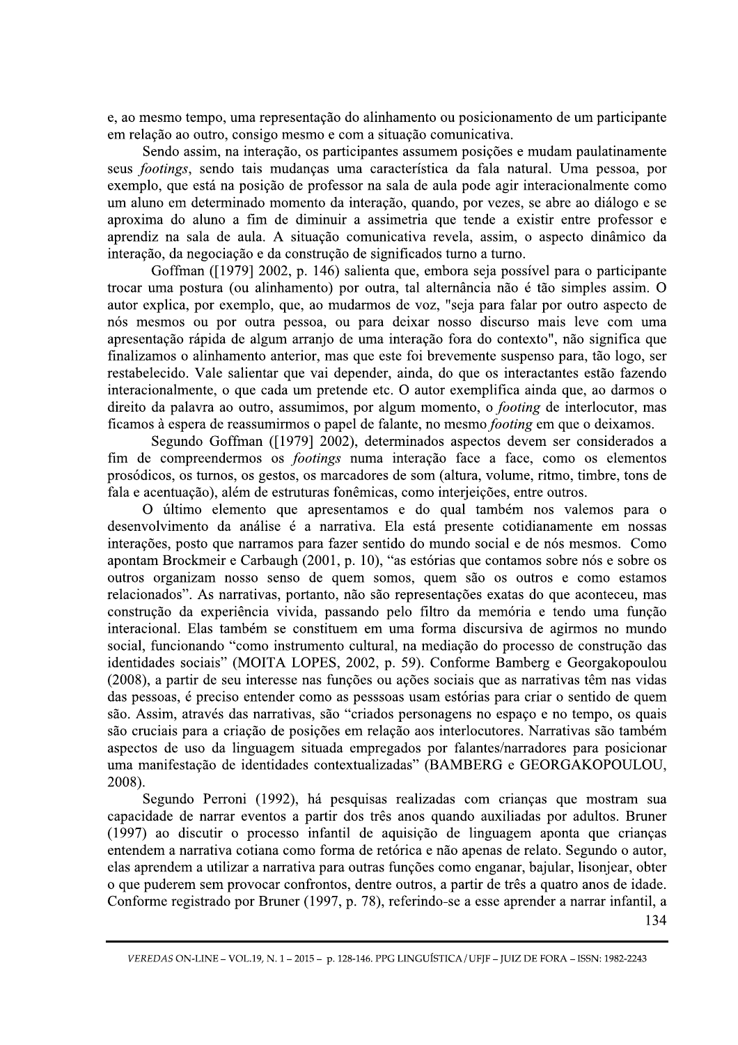e, ao mesmo tempo, uma representação do alinhamento ou posicionamento de um participante em relação ao outro, consigo mesmo e com a situação comunicativa.

Sendo assim, na interação, os participantes assumem posições e mudam paulatinamente seus *footings*, sendo tais mudanças uma característica da fala natural. Uma pessoa, por exemplo, que está na posição de professor na sala de aula pode agir interacionalmente como um aluno em determinado momento da interação, quando, por vezes, se abre ao diálogo e se aproxima do aluno a fim de diminuir a assimetria que tende a existir entre professor e aprendiz na sala de aula. A situação comunicativa revela, assim, o aspecto dinâmico da interação, da negociação e da construção de significados turno a turno.

Goffman ([1979] 2002, p. 146) salienta que, embora seja possível para o participante trocar uma postura (ou alinhamento) por outra, tal alternância não é tão simples assim. O autor explica, por exemplo, que, ao mudarmos de voz, "seja para falar por outro aspecto de nós mesmos ou por outra pessoa, ou para deixar nosso discurso mais leve com uma apresentação rápida de algum arranjo de uma interação fora do contexto", não significa que finalizamos o alinhamento anterior, mas que este foi brevemente suspenso para, tão logo, ser restabelecido. Vale salientar que vai depender, ainda, do que os interactantes estão fazendo interacionalmente, o que cada um pretende etc. O autor exemplifica ainda que, ao darmos o direito da palavra ao outro, assumimos, por algum momento, o *footing* de interlocutor, mas ficamos à espera de reassumirmos o papel de falante, no mesmo *footing* em que o deixamos.

Segundo Goffman ([1979] 2002), determinados aspectos devem ser considerados a fim de compreendermos os *footings* numa interação face a face, como os elementos prosódicos, os turnos, os gestos, os marcadores de som (altura, volume, ritmo, timbre, tons de fala e acentuação), além de estruturas fonêmicas, como interjeições, entre outros.

O último elemento que apresentamos e do qual também nos valemos para o desenvolvimento da análise é a narrativa. Ela está presente cotidianamente em nossas interações, posto que narramos para fazer sentido do mundo social e de nós mesmos. Como apontam Brockmeir e Carbaugh (2001, p. 10), "as estórias que contamos sobre nós e sobre os outros organizam nosso senso de quem somos, quem são os outros e como estamos relacionados". As narrativas, portanto, não são representações exatas do que aconteceu, mas construção da experiência vivida, passando pelo filtro da memória e tendo uma função interacional. Elas também se constituem em uma forma discursiva de agirmos no mundo social, funcionando "como instrumento cultural, na mediação do processo de construção das identidades sociais" (MOITA LOPES, 2002, p. 59). Conforme Bamberg e Georgakopoulou (2008), a partir de seu interesse nas funções ou ações sociais que as narrativas têm nas vidas das pessoas, é preciso entender como as pesssoas usam estórias para criar o sentido de quem são. Assim, através das narrativas, são "criados personagens no espaço e no tempo, os quais são cruciais para a criação de posições em relação aos interlocutores. Narrativas são também aspectos de uso da linguagem situada empregados por falantes/narradores para posicionar uma manifestação de identidades contextualizadas" (BAMBERG e GEORGAKOPOULOU, 2008).

Segundo Perroni (1992), há pesquisas realizadas com crianças que mostram sua capacidade de narrar eventos a partir dos três anos quando auxiliadas por adultos. Bruner (1997) ao discutir o processo infantil de aquisição de linguagem aponta que crianças entendem a narrativa cotiana como forma de retórica e não apenas de relato. Segundo o autor, elas aprendem a utilizar a narrativa para outras funções como enganar, bajular, lisonjear, obter o que puderem sem provocar confrontos, dentre outros, a partir de três a quatro anos de idade. Conforme registrado por Bruner (1997, p. 78), referindo-se a esse aprender a narrar infantil, a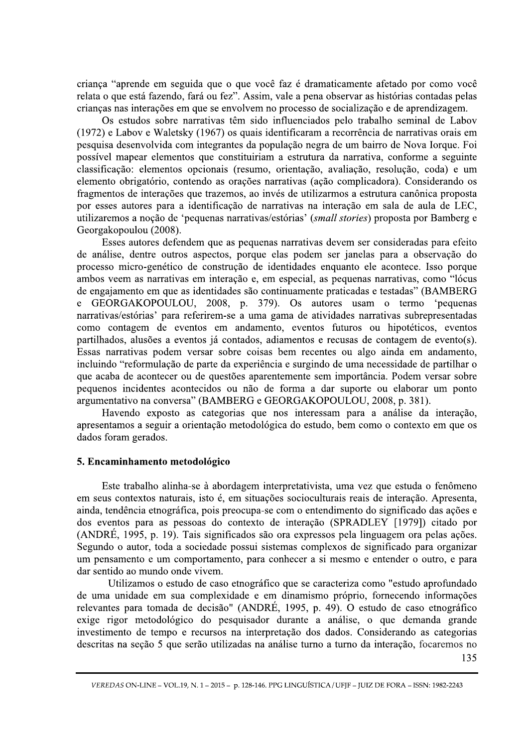criança "aprende em seguida que o que você faz é dramaticamente afetado por como você relata o que está fazendo, fará ou fez". Assim, vale a pena observar as histórias contadas pelas crianças nas interações em que se envolvem no processo de socialização e de aprendizagem.

Os estudos sobre narrativas têm sido influenciados pelo trabalho seminal de Labov (1972) e Labov e Waletsky (1967) os quais identificaram a recorrência de narrativas orais em pesquisa desenvolvida com integrantes da população negra de um bairro de Nova Iorque. Foi possível mapear elementos que constituiriam a estrutura da narrativa, conforme a seguinte classificação: elementos opcionais (resumo, orientação, avaliação, resolução, coda) e um elemento obrigatório, contendo as orações narrativas (ação complicadora). Considerando os fragmentos de interações que trazemos, ao invés de utilizarmos a estrutura canônica proposta por esses autores para a identificação de narrativas na interação em sala de aula de LEC, utilizaremos a noção de 'pequenas narrativas/estórias' (*small stories*) proposta por Bamberg e Georgakopoulou (2008).

Esses autores defendem que as pequenas narrativas devem ser consideradas para efeito de análise, dentre outros aspectos, porque elas podem ser janelas para a observação do processo micro-genético de construção de identidades enquanto ele acontece. Isso porque ambos veem as narrativas em interação e, em especial, as pequenas narrativas, como "lócus de engajamento em que as identidades são continuamente praticadas e testadas" (BAMBERG e GEORGAKOPOULOU, 2008, p. 379). Os autores usam o termo 'pequenas narrativas/estórias' para referirem-se a uma gama de atividades narrativas subrepresentadas como contagem de eventos em andamento, eventos futuros ou hipotéticos, eventos partilhados, alusões a eventos já contados, adiamentos e recusas de contagem de evento(s). Essas narrativas podem versar sobre coisas bem recentes ou algo ainda em andamento, incluindo "reformulação de parte da experiência e surgindo de uma necessidade de partilhar o que acaba de acontecer ou de questões aparentemente sem importância. Podem versar sobre pequenos incidentes acontecidos ou não de forma a dar suporte ou elaborar um ponto argumentativo na conversa" (BAMBERG e GEORGAKOPOULOU, 2008, p. 381).

Havendo exposto as categorias que nos interessam para a análise da interação, apresentamos a seguir a orientação metodológica do estudo, bem como o contexto em que os dados foram gerados.

## 5. Encaminhamento metodológico

Este trabalho alinha-se à abordagem interpretativista, uma vez que estuda o fenômeno em seus contextos naturais, isto é, em situações socioculturais reais de interação. Apresenta, ainda, tendência etnográfica, pois preocupa-se com o entendimento do significado das ações e dos eventos para as pessoas do contexto de interação (SPRADLEY [1979]) citado por (ANDRÉ, 1995, p. 19). Tais significados são ora expressos pela linguagem ora pelas ações. Segundo o autor, toda a sociedade possui sistemas complexos de significado para organizar um pensamento e um comportamento, para conhecer a si mesmo e entender o outro, e para dar sentido ao mundo onde vivem.

Utilizamos o estudo de caso etnográfico que se caracteriza como "estudo aprofundado de uma unidade em sua complexidade e em dinamismo próprio, fornecendo informações relevantes para tomada de decisão" (ANDRÉ, 1995, p. 49). O estudo de caso etnográfico exige rigor metodológico do pesquisador durante a análise, o que demanda grande investimento de tempo e recursos na interpretação dos dados. Considerando as categorias descritas na seção 5 que serão utilizadas na análise turno a turno da interação, focaremos no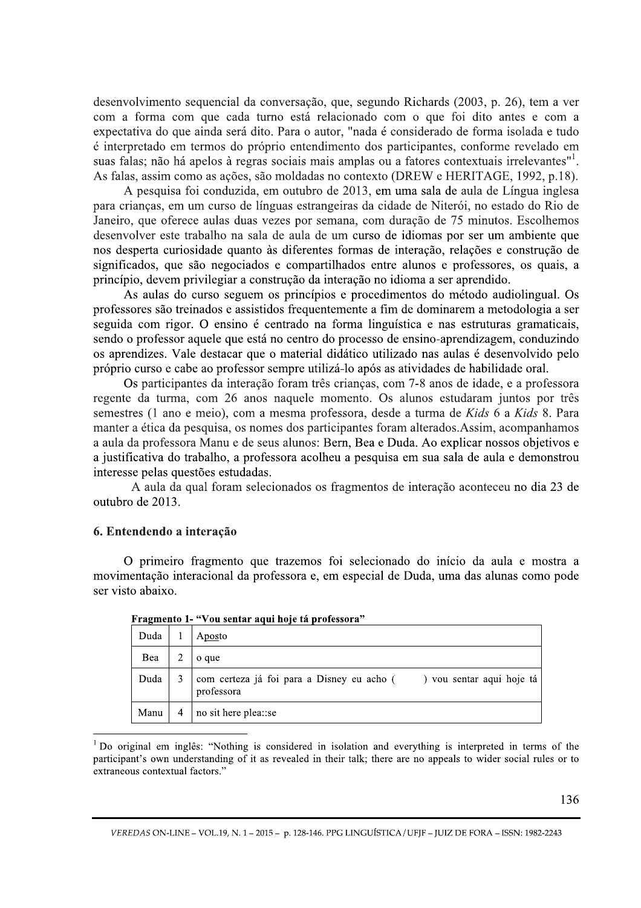desenvolvimento sequencial da conversação, que, segundo Richards (2003, p. 26), tem a ver com a forma com que cada turno está relacionado com o que foi dito antes e com a expectativa do que ainda será dito. Para o autor, "nada é considerado de forma isolada e tudo é interpretado em termos do próprio entendimento dos participantes, conforme revelado em suas falas; não há apelos à regras sociais mais amplas ou a fatores contextuais irrelevantes"[1]. As falas, assim como as ações, são moldadas no contexto (DREW e HERITAGE, 1992, p.18).

A pesquisa foi conduzida, em outubro de 2013, em uma sala de aula de Língua inglesa para crianças, em um curso de línguas estrangeiras da cidade de Niterói, no estado do Rio de Janeiro, que oferece aulas duas vezes por semana, com duração de 75 minutos. Escolhemos desenvolver este trabalho na sala de aula de um curso de idiomas por ser um ambiente que nos desperta curiosidade quanto às diferentes formas de interação, relações e construção de significados, que são negociados e compartilhados entre alunos e professores, os quais, a princípio, devem privilegiar a construção da interação no idioma a ser aprendido.

As aulas do curso seguem os princípios e procedimentos do método audiolingual. Os professores são treinados e assistidos frequentemente a fim de dominarem a metodologia a ser seguida com rigor. O ensino é centrado na forma linguística e nas estruturas gramaticais, sendo o professor aquele que está no centro do processo de ensino-aprendizagem, conduzindo os aprendizes. Vale destacar que o material didático utilizado nas aulas é desenvolvido pelo próprio curso e cabe ao professor sempre utilizá-lo após as atividades de habilidade oral.

Os participantes da interação foram três crianças, com 7-8 anos de idade, e a professora regente da turma, com 26 anos naquele momento. Os alunos estudaram juntos por três semestres (1 ano e meio), com a mesma professora, desde a turma de *Kids* 6 a *Kids* 8. Para manter a ética da pesquisa, os nomes dos participantes foram alterados.Assim, acompanhamos a aula da professora Manu e de seus alunos: Bern, Bea e Duda. Ao explicar nossos objetivos e a justificativa do trabalho, a professora acolheu a pesquisa em sua sala de aula e demonstrou interesse pelas questões estudadas.

A aula da qual foram selecionados os fragmentos de interação aconteceu no dia 23 de outubro de 2013.

## 6. Entendendo a interação

O primeiro fragmento que trazemos foi selecionado do início da aula e mostra a movimentação interacional da professora e, em especial de Duda, uma das alunas como pode ser visto abaixo.

**Fragmento 1- "Vou sentar aqui hoje tá professora"**

| | | |
|---|---|---|
| Duda | 1 | A<u>pos</u>to |
| Bea | 2 | o que |
| Duda | 3 | com certeza já foi para a Disney eu acho (     ) vou sentar aqui hoje tá professora |
| Manu | 4 | no sit here plea::se |

[1] Do original em inglês: "Nothing is considered in isolation and everything is interpreted in terms of the participant's own understanding of it as revealed in their talk; there are no appeals to wider social rules or to extraneous contextual factors."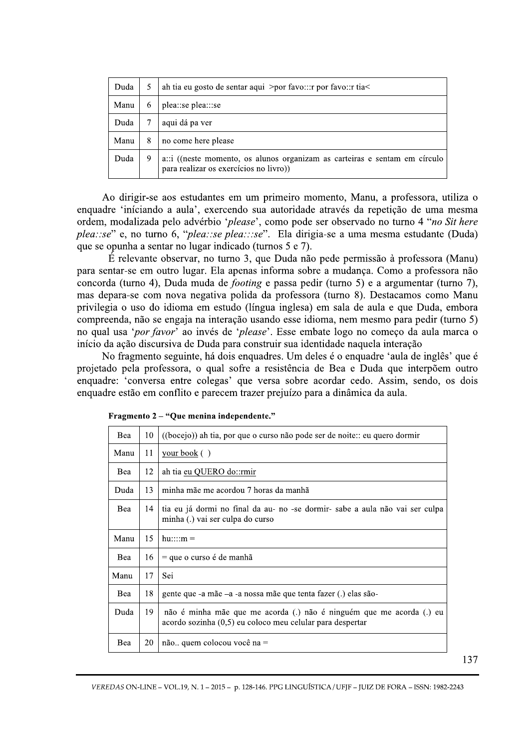| | | |
|---|---|---|
| Duda | 5 | ah tia eu gosto de sentar aqui >por favo:::r por favo::r tia< |
| Manu | 6 | plea::se plea:::se |
| Duda | 7 | aqui dá pa ver |
| Manu | 8 | no come here please |
| Duda | 9 | a::i ((neste momento, os alunos organizam as carteiras e sentam em círculo para realizar os exercícios no livro)) |

Ao dirigir-se aos estudantes em um primeiro momento, Manu, a professora, utiliza o enquadre 'íniciando a aula', exercendo sua autoridade através da repetição de uma mesma ordem, modalizada pelo advérbio '*please*', como pode ser observado no turno 4 "*no Sit here plea::se*" e, no turno 6, "*plea::se plea:::se*". Ela dirigia-se a uma mesma estudante (Duda) que se opunha a sentar no lugar indicado (turnos 5 e 7).

É relevante observar, no turno 3, que Duda não pede permissão à professora (Manu) para sentar-se em outro lugar. Ela apenas informa sobre a mudança. Como a professora não concorda (turno 4), Duda muda de *footing* e passa pedir (turno 5) e a argumentar (turno 7), mas depara-se com nova negativa polida da professora (turno 8). Destacamos como Manu privilegia o uso do idioma em estudo (língua inglesa) em sala de aula e que Duda, embora compreenda, não se engaja na interação usando esse idioma, nem mesmo para pedir (turno 5) no qual usa '*por favor*' ao invés de '*please*'. Esse embate logo no começo da aula marca o início da ação discursiva de Duda para construir sua identidade naquela interação

No fragmento seguinte, há dois enquadres. Um deles é o enquadre 'aula de inglês' que é projetado pela professora, o qual sofre a resistência de Bea e Duda que interpõem outro enquadre: 'conversa entre colegas' que versa sobre acordar cedo. Assim, sendo, os dois enquadre estão em conflito e parecem trazer prejuízo para a dinâmica da aula.

**Fragmento 2 – "Que menina independente."**

| | | |
|---|---|---|
| Bea | 10 | ((bocejo)) ah tia, por que o curso não pode ser de noite:: eu quero dormir |
| Manu | 11 | <u>your book</u> ( ) |
| Bea | 12 | ah tia <u>eu QUERO do::rmir</u> |
| Duda | 13 | minha mãe me acordou 7 horas da manhã |
| Bea | 14 | tia eu já dormi no final da au- no -se dormir- sabe a aula não vai ser culpa minha (.) vai ser culpa do curso |
| Manu | 15 | hu::::m = |
| Bea | 16 | = que o curso é de manhã |
| Manu | 17 | Sei |
| Bea | 18 | gente que -a mãe –a -a nossa mãe que tenta fazer (.) elas são- |
| Duda | 19 | não é minha mãe que me acorda (.) não é ninguém que me acorda (.) eu acordo sozinha (0,5) eu coloco meu celular para despertar |
| Bea | 20 | não.. quem colocou você na = |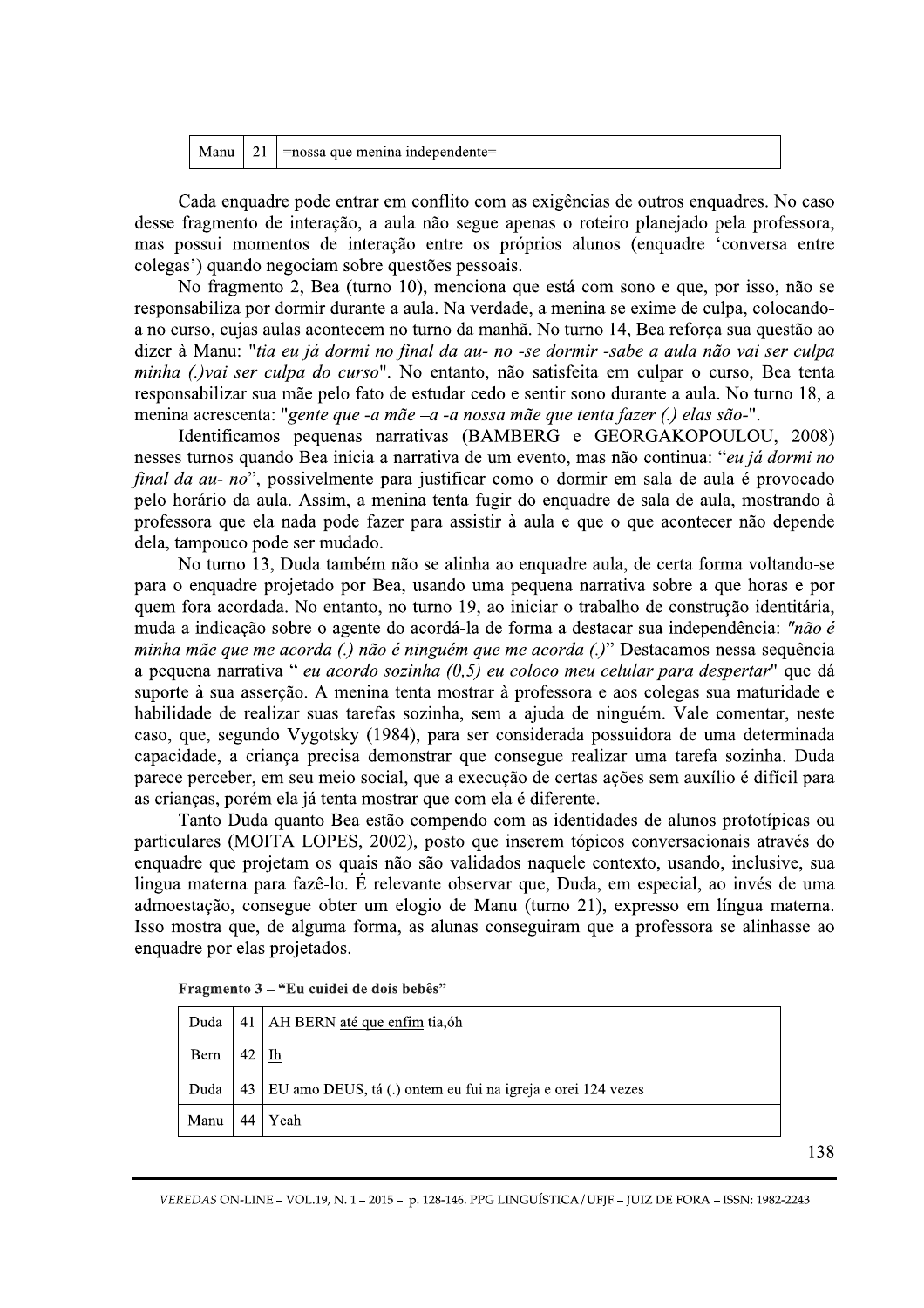| Manu | 21 | =nossa que menina independente= |
|---|---|---|

Cada enquadre pode entrar em conflito com as exigências de outros enquadres. No caso desse fragmento de interação, a aula não segue apenas o roteiro planejado pela professora, mas possui momentos de interação entre os próprios alunos (enquadre 'conversa entre colegas') quando negociam sobre questões pessoais.

No fragmento 2, Bea (turno 10), menciona que está com sono e que, por isso, não se responsabiliza por dormir durante a aula. Na verdade, a menina se exime de culpa, colocando-a no curso, cujas aulas acontecem no turno da manhã. No turno 14, Bea reforça sua questão ao dizer à Manu: "*tia eu já dormi no final da au- no -se dormir -sabe a aula não vai ser culpa minha (.)vai ser culpa do curso*". No entanto, não satisfeita em culpar o curso, Bea tenta responsabilizar sua mãe pelo fato de estudar cedo e sentir sono durante a aula. No turno 18, a menina acrescenta: "*gente que -a mãe –a -a nossa mãe que tenta fazer (.) elas são-*".

Identificamos pequenas narrativas (BAMBERG e GEORGAKOPOULOU, 2008) nesses turnos quando Bea inicia a narrativa de um evento, mas não continua: "*eu já dormi no final da au- no*", possivelmente para justificar como o dormir em sala de aula é provocado pelo horário da aula. Assim, a menina tenta fugir do enquadre de sala de aula, mostrando à professora que ela nada pode fazer para assistir à aula e que o que acontecer não depende dela, tampouco pode ser mudado.

No turno 13, Duda também não se alinha ao enquadre aula, de certa forma voltando-se para o enquadre projetado por Bea, usando uma pequena narrativa sobre a que horas e por quem fora acordada. No entanto, no turno 19, ao iniciar o trabalho de construção identitária, muda a indicação sobre o agente do acordá-la de forma a destacar sua independência: *"não é minha mãe que me acorda (.) não é ninguém que me acorda (.)*" Destacamos nessa sequência a pequena narrativa " *eu acordo sozinha (0,5) eu coloco meu celular para despertar*" que dá suporte à sua asserção. A menina tenta mostrar à professora e aos colegas sua maturidade e habilidade de realizar suas tarefas sozinha, sem a ajuda de ninguém. Vale comentar, neste caso, que, segundo Vygotsky (1984), para ser considerada possuidora de uma determinada capacidade, a criança precisa demonstrar que consegue realizar uma tarefa sozinha. Duda parece perceber, em seu meio social, que a execução de certas ações sem auxílio é difícil para as crianças, porém ela já tenta mostrar que com ela é diferente.

Tanto Duda quanto Bea estão compendo com as identidades de alunos prototípicas ou particulares (MOITA LOPES, 2002), posto que inserem tópicos conversacionais através do enquadre que projetam os quais não são validados naquele contexto, usando, inclusive, sua língua materna para fazê-lo. É relevante observar que, Duda, em especial, ao invés de uma admoestação, consegue obter um elogio de Manu (turno 21), expresso em língua materna. Isso mostra que, de alguma forma, as alunas conseguiram que a professora se alinhasse ao enquadre por elas projetados.

**Fragmento 3 – "Eu cuidei de dois bebês"**

| Duda | 41 | AH BERN até que enfim tia,óh |
|---|---|---|
| Bern | 42 | Ih |
| Duda | 43 | EU amo DEUS, tá (.) ontem eu fui na igreja e orei 124 vezes |
| Manu | 44 | Yeah |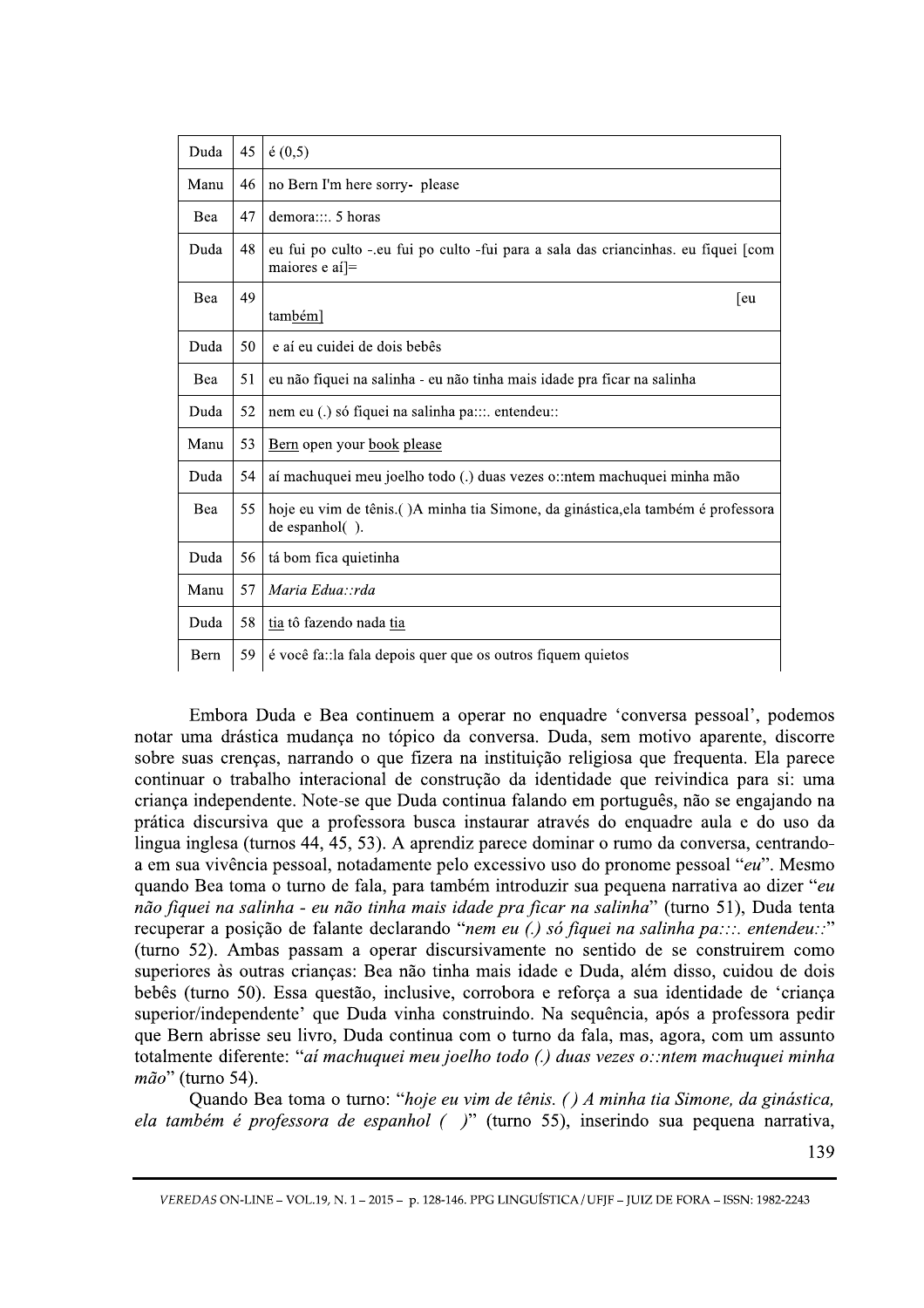| Duda | 45 | é (0,5) |
|---|---|---|
| Manu | 46 | no Bern I'm here sorry- please |
| Bea | 47 | demora:::. 5 horas |
| Duda | 48 | eu fui po culto -.eu fui po culto -fui para a sala das criancinhas. eu fiquei [com maiores e aí]= |
| Bea | 49 | [eu também] |
| Duda | 50 | e aí eu cuidei de dois bebês |
| Bea | 51 | eu não fiquei na salinha - eu não tinha mais idade pra ficar na salinha |
| Duda | 52 | nem eu (.) só fiquei na salinha pa:::. entendeu:: |
| Manu | 53 | Bern open your book please |
| Duda | 54 | aí machuquei meu joelho todo (.) duas vezes o::ntem machuquei minha mão |
| Bea | 55 | hoje eu vim de tênis.( )A minha tia Simone, da ginástica,ela também é professora de espanhol( ). |
| Duda | 56 | tá bom fica quietinha |
| Manu | 57 | *Maria Edua::rda* |
| Duda | 58 | tia tô fazendo nada tia |
| Bern | 59 | é você fa::la fala depois quer que os outros fiquem quietos |

Embora Duda e Bea continuem a operar no enquadre 'conversa pessoal', podemos notar uma drástica mudança no tópico da conversa. Duda, sem motivo aparente, discorre sobre suas crenças, narrando o que fizera na instituição religiosa que frequenta. Ela parece continuar o trabalho interacional de construção da identidade que reivindica para si: uma criança independente. Note-se que Duda continua falando em português, não se engajando na prática discursiva que a professora busca instaurar através do enquadre aula e do uso da língua inglesa (turnos 44, 45, 53). A aprendiz parece dominar o rumo da conversa, centrando-a em sua vivência pessoal, notadamente pelo excessivo uso do pronome pessoal "*eu*". Mesmo quando Bea toma o turno de fala, para também introduzir sua pequena narrativa ao dizer "*eu não fiquei na salinha - eu não tinha mais idade pra ficar na salinha*" (turno 51), Duda tenta recuperar a posição de falante declarando "*nem eu (.) só fiquei na salinha pa:::. entendeu::*" (turno 52). Ambas passam a operar discursivamente no sentido de se construirem como superiores às outras crianças: Bea não tinha mais idade e Duda, além disso, cuidou de dois bebês (turno 50). Essa questão, inclusive, corrobora e reforça a sua identidade de 'criança superior/independente' que Duda vinha construindo. Na sequência, após a professora pedir que Bern abrisse seu livro, Duda continua com o turno da fala, mas, agora, com um assunto totalmente diferente: "*aí machuquei meu joelho todo (.) duas vezes o::ntem machuquei minha mão*" (turno 54).

Quando Bea toma o turno: "*hoje eu vim de tênis. ( ) A minha tia Simone, da ginástica, ela também é professora de espanhol ( )*" (turno 55), inserindo sua pequena narrativa,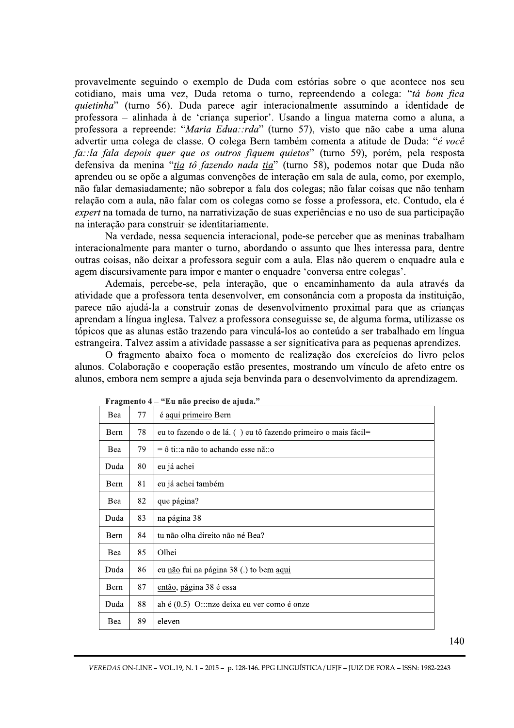provavelmente seguindo o exemplo de Duda com estórias sobre o que acontece nos seu cotidiano, mais uma vez, Duda retoma o turno, repreendendo a colega: "*tá bom fica quietinha*" (turno 56). Duda parece agir interacionalmente assumindo a identidade de professora – alinhada à de 'criança superior'. Usando a lingua materna como a aluna, a professora a repreende: "*Maria Edua::rda*" (turno 57), visto que não cabe a uma aluna advertir uma colega de classe. O colega Bern também comenta a atitude de Duda: "*é você fa::la fala depois quer que os outros fiquem quietos*" (turno 59), porém, pela resposta defensiva da menina "*tia tô fazendo nada tia*" (turno 58), podemos notar que Duda não aprendeu ou se opõe a algumas convenções de interação em sala de aula, como, por exemplo, não falar demasiadamente; não sobrepor a fala dos colegas; não falar coisas que não tenham relação com a aula, não falar com os colegas como se fosse a professora, etc. Contudo, ela é *expert* na tomada de turno, na narrativização de suas experiências e no uso de sua participação na interação para construir-se identitariamente.

Na verdade, nessa sequencia interacional, pode-se perceber que as meninas trabalham interacionalmente para manter o turno, abordando o assunto que lhes interessa para, dentre outras coisas, não deixar a professora seguir com a aula. Elas não querem o enquadre aula e agem discursivamente para impor e manter o enquadre 'conversa entre colegas'.

Ademais, percebe-se, pela interação, que o encaminhamento da aula através da atividade que a professora tenta desenvolver, em consonância com a proposta da instituição, parece não ajudá-la a construir zonas de desenvolvimento proximal para que as crianças aprendam a língua inglesa. Talvez a professora conseguisse se, de alguma forma, utilizasse os tópicos que as alunas estão trazendo para vinculá-los ao conteúdo a ser trabalhado em língua estrangeira. Talvez assim a atividade passasse a ser significativa para as pequenas aprendizes.

O fragmento abaixo foca o momento de realização dos exercícios do livro pelos alunos. Colaboração e cooperação estão presentes, mostrando um vínculo de afeto entre os alunos, embora nem sempre a ajuda seja benvinda para o desenvolvimento da aprendizagem.

**Fragmento 4 – "Eu não preciso de ajuda."**

| | | |
|---|---|---|
| Bea | 77 | é <u>aqui primeiro</u> Bern |
| Bern | 78 | eu to fazendo o de lá. ( ) eu tô fazendo primeiro o mais fácil= |
| Bea | 79 | = ô ti::a não to achando esse nã::o |
| Duda | 80 | eu já achei |
| Bern | 81 | eu já achei também |
| Bea | 82 | que página? |
| Duda | 83 | na página 38 |
| Bern | 84 | tu não olha direito não né Bea? |
| Bea | 85 | Olhei |
| Duda | 86 | eu <u>não</u> fui na página 38 (.) to bem <u>aqui</u> |
| Bern | 87 | <u>então</u>, <u>pá</u>gina 38 é essa |
| Duda | 88 | ah é (0.5) O:::nze deixa eu ver como é onze |
| Bea | 89 | eleven |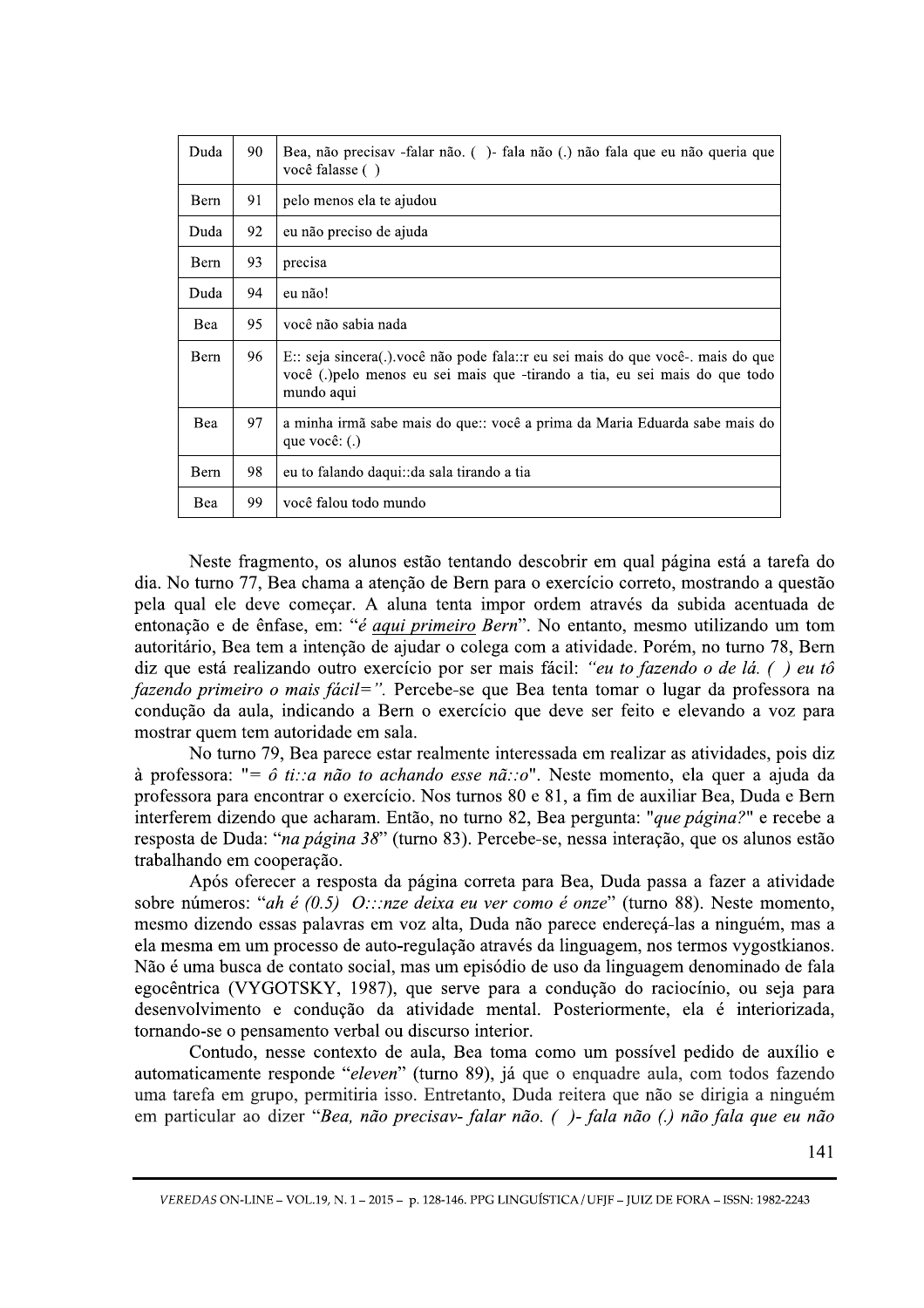| Duda | 90 | Bea, não precisav -falar não. ( )- fala não (.) não fala que eu não queria que você falasse ( ) |
|---|---|---|
| Bern | 91 | pelo menos ela te ajudou |
| Duda | 92 | eu não preciso de ajuda |
| Bern | 93 | precisa |
| Duda | 94 | eu não! |
| Bea | 95 | você não sabia nada |
| Bern | 96 | E:: seja sincera(.).você não pode fala::r eu sei mais do que você-. mais do que você (.)pelo menos eu sei mais que -tirando a tia, eu sei mais do que todo mundo aqui |
| Bea | 97 | a minha irmã sabe mais do que:: você a prima da Maria Eduarda sabe mais do que você: (.) |
| Bern | 98 | eu to falando daqui::da sala tirando a tia |
| Bea | 99 | você falou todo mundo |

Neste fragmento, os alunos estão tentando descobrir em qual página está a tarefa do dia. No turno 77, Bea chama a atenção de Bern para o exercício correto, mostrando a questão pela qual ele deve começar. A aluna tenta impor ordem através da subida acentuada de entonação e de ênfase, em: "*é <u>aqui primeiro</u> Bern*". No entanto, mesmo utilizando um tom autoritário, Bea tem a intenção de ajudar o colega com a atividade. Porém, no turno 78, Bern diz que está realizando outro exercício por ser mais fácil: *"eu to fazendo o de lá. ( ) eu tô fazendo primeiro o mais fácil=".* Percebe-se que Bea tenta tomar o lugar da professora na condução da aula, indicando a Bern o exercício que deve ser feito e elevando a voz para mostrar quem tem autoridade em sala.

No turno 79, Bea parece estar realmente interessada em realizar as atividades, pois diz à professora: "*= ô ti::a não to achando esse nã::o*". Neste momento, ela quer a ajuda da professora para encontrar o exercício. Nos turnos 80 e 81, a fim de auxiliar Bea, Duda e Bern interferem dizendo que acharam. Então, no turno 82, Bea pergunta: "*que página?*" e recebe a resposta de Duda: "*na página 38*" (turno 83). Percebe-se, nessa interação, que os alunos estão trabalhando em cooperação.

Após oferecer a resposta da página correta para Bea, Duda passa a fazer a atividade sobre números: "*ah é (0.5) O:::nze deixa eu ver como é onze*" (turno 88). Neste momento, mesmo dizendo essas palavras em voz alta, Duda não parece endereçá-las a ninguém, mas a ela mesma em um processo de auto-regulação através da linguagem, nos termos vygostkianos. Não é uma busca de contato social, mas um episódio de uso da linguagem denominado de fala egocêntrica (VYGOTSKY, 1987), que serve para a condução do raciocínio, ou seja para desenvolvimento e condução da atividade mental. Posteriormente, ela é interiorizada, tornando-se o pensamento verbal ou discurso interior.

Contudo, nesse contexto de aula, Bea toma como um possível pedido de auxílio e automaticamente responde "*eleven*" (turno 89), já que o enquadre aula, com todos fazendo uma tarefa em grupo, permitiria isso. Entretanto, Duda reitera que não se dirigia a ninguém em particular ao dizer "*Bea, não precisav- falar não. ( )- fala não (.) não fala que eu não*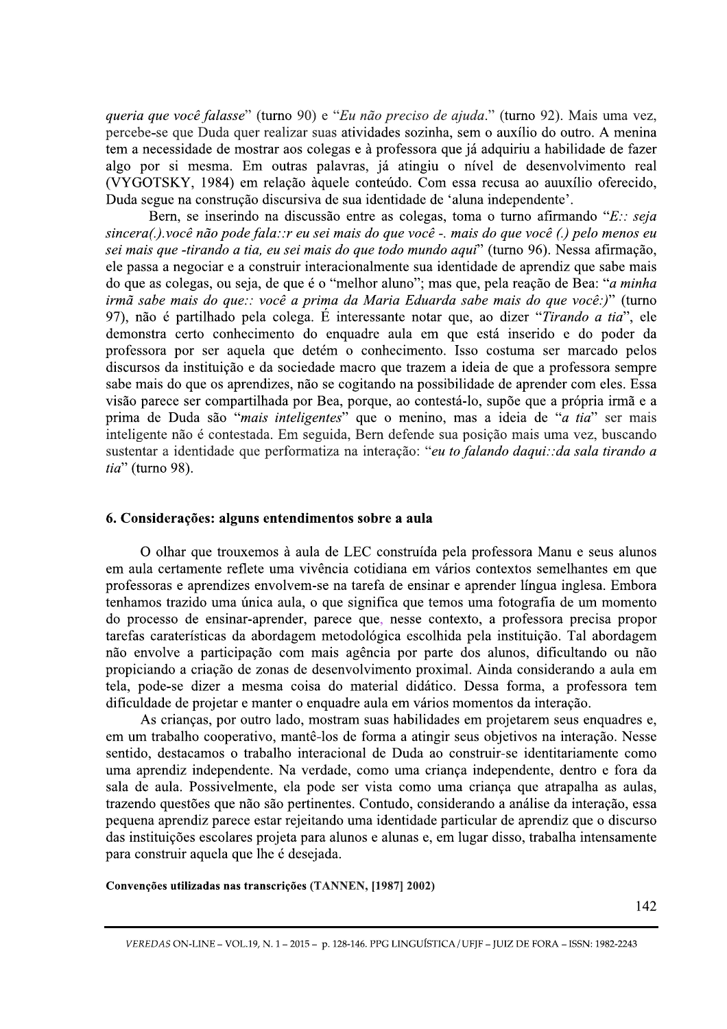*queria que você falasse*" (turno 90) e "*Eu não preciso de ajuda*." (turno 92). Mais uma vez, percebe-se que Duda quer realizar suas atividades sozinha, sem o auxílio do outro. A menina tem a necessidade de mostrar aos colegas e à professora que já adquiriu a habilidade de fazer algo por si mesma. Em outras palavras, já atingiu o nível de desenvolvimento real (VYGOTSKY, 1984) em relação àquele conteúdo. Com essa recusa ao auxílio oferecido, Duda segue na construção discursiva de sua identidade de 'aluna independente'.

Bern, se inserindo na discussão entre as colegas, toma o turno afirmando "*E:: seja sincera(.).você não pode fala::r eu sei mais do que você -. mais do que você (.) pelo menos eu sei mais que -tirando a tia, eu sei mais do que todo mundo aqui*" (turno 96). Nessa afirmação, ele passa a negociar e a construir interacionalmente sua identidade de aprendiz que sabe mais do que as colegas, ou seja, de que é o "melhor aluno"; mas que, pela reação de Bea: "*a minha irmã sabe mais do que:: você a prima da Maria Eduarda sabe mais do que você:)*" (turno 97), não é partilhado pela colega. É interessante notar que, ao dizer "*Tirando a tia*", ele demonstra certo conhecimento do enquadre aula em que está inserido e do poder da professora por ser aquela que detém o conhecimento. Isso costuma ser marcado pelos discursos da instituição e da sociedade macro que trazem a ideia de que a professora sempre sabe mais do que os aprendizes, não se cogitando na possibilidade de aprender com eles. Essa visão parece ser compartilhada por Bea, porque, ao contestá-lo, supõe que a própria irmã e a prima de Duda são "*mais inteligentes*" que o menino, mas a ideia de "*a tia*" ser mais inteligente não é contestada. Em seguida, Bern defende sua posição mais uma vez, buscando sustentar a identidade que performatiza na interação: "*eu to falando daqui::da sala tirando a tia*" (turno 98).

## 6. Considerações: alguns entendimentos sobre a aula

O olhar que trouxemos à aula de LEC construída pela professora Manu e seus alunos em aula certamente reflete uma vivência cotidiana em vários contextos semelhantes em que professoras e aprendizes envolvem-se na tarefa de ensinar e aprender língua inglesa. Embora tenhamos trazido uma única aula, o que significa que temos uma fotografia de um momento do processo de ensinar-aprender, parece que, nesse contexto, a professora precisa propor tarefas caraterísticas da abordagem metodológica escolhida pela instituição. Tal abordagem não envolve a participação com mais agência por parte dos alunos, dificultando ou não propiciando a criação de zonas de desenvolvimento proximal. Ainda considerando a aula em tela, pode-se dizer a mesma coisa do material didático. Dessa forma, a professora tem dificuldade de projetar e manter o enquadre aula em vários momentos da interação.

As crianças, por outro lado, mostram suas habilidades em projetarem seus enquadres e, em um trabalho cooperativo, mantê-los de forma a atingir seus objetivos na interação. Nesse sentido, destacamos o trabalho interacional de Duda ao construir-se identitariamente como uma aprendiz independente. Na verdade, como uma criança independente, dentro e fora da sala de aula. Possivelmente, ela pode ser vista como uma criança que atrapalha as aulas, trazendo questões que não são pertinentes. Contudo, considerando a análise da interação, essa pequena aprendiz parece estar rejeitando uma identidade particular de aprendiz que o discurso das instituições escolares projeta para alunos e alunas e, em lugar disso, trabalha intensamente para construir aquela que lhe é desejada.

**Convenções utilizadas nas transcrições (TANNEN, [1987] 2002)**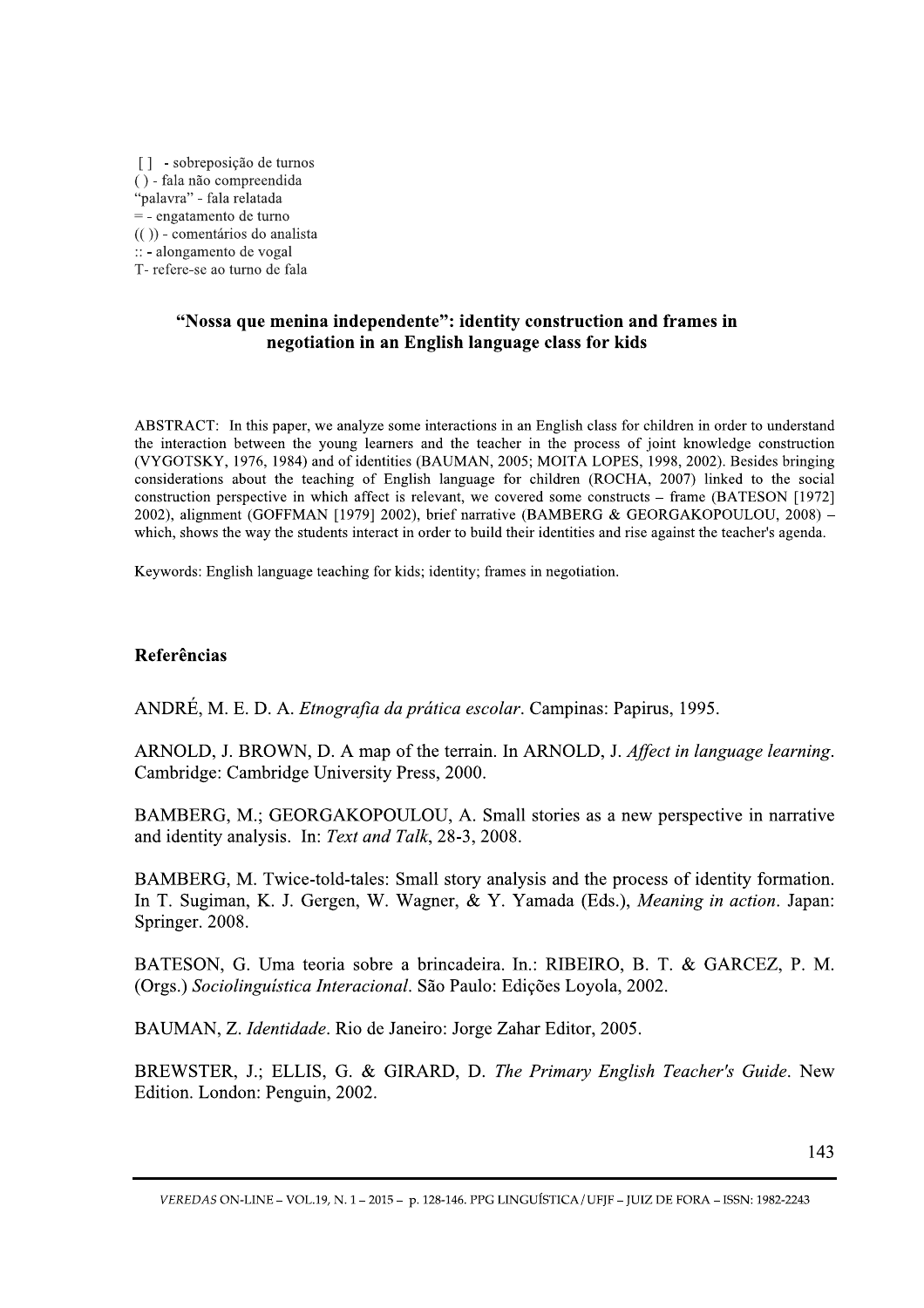[ ] - sobreposição de turnos
( ) - fala não compreendida
"palavra" - fala relatada
= - engatamento de turno
(( )) - comentários do analista
:: - alongamento de vogal
T- refere-se ao turno de fala

**"Nossa que menina independente": identity construction and frames in negotiation in an English language class for kids**

ABSTRACT: In this paper, we analyze some interactions in an English class for children in order to understand the interaction between the young learners and the teacher in the process of joint knowledge construction (VYGOTSKY, 1976, 1984) and of identities (BAUMAN, 2005; MOITA LOPES, 1998, 2002). Besides bringing considerations about the teaching of English language for children (ROCHA, 2007) linked to the social construction perspective in which affect is relevant, we covered some constructs – frame (BATESON [1972] 2002), alignment (GOFFMAN [1979] 2002), brief narrative (BAMBERG & GEORGAKOPOULOU, 2008) – which, shows the way the students interact in order to build their identities and rise against the teacher's agenda.

Keywords: English language teaching for kids; identity; frames in negotiation.

## Referências

ANDRÉ, M. E. D. A. *Etnografia da prática escolar*. Campinas: Papirus, 1995.

ARNOLD, J. BROWN, D. A map of the terrain. In ARNOLD, J. *Affect in language learning*. Cambridge: Cambridge University Press, 2000.

BAMBERG, M.; GEORGAKOPOULOU, A. Small stories as a new perspective in narrative and identity analysis. In: *Text and Talk*, 28-3, 2008.

BAMBERG, M. Twice-told-tales: Small story analysis and the process of identity formation. In T. Sugiman, K. J. Gergen, W. Wagner, & Y. Yamada (Eds.), *Meaning in action*. Japan: Springer. 2008.

BATESON, G. Uma teoria sobre a brincadeira. In.: RIBEIRO, B. T. & GARCEZ, P. M. (Orgs.) *Sociolinguística Interacional*. São Paulo: Edições Loyola, 2002.

BAUMAN, Z. *Identidade*. Rio de Janeiro: Jorge Zahar Editor, 2005.

BREWSTER, J.; ELLIS, G. & GIRARD, D. *The Primary English Teacher's Guide*. New Edition. London: Penguin, 2002.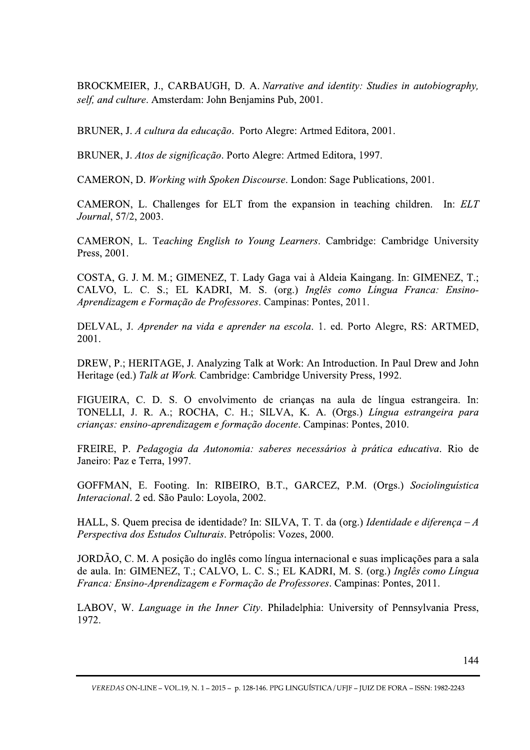BROCKMEIER, J., CARBAUGH, D. A. *Narrative and identity: Studies in autobiography, self, and culture*. Amsterdam: John Benjamins Pub, 2001.

BRUNER, J. *A cultura da educação*. Porto Alegre: Artmed Editora, 2001.

BRUNER, J. *Atos de significação*. Porto Alegre: Artmed Editora, 1997.

CAMERON, D. *Working with Spoken Discourse*. London: Sage Publications, 2001.

CAMERON, L. Challenges for ELT from the expansion in teaching children. In: *ELT Journal*, 57/2, 2003.

CAMERON, L. T*eaching English to Young Learners*. Cambridge: Cambridge University Press, 2001.

COSTA, G. J. M. M.; GIMENEZ, T. Lady Gaga vai à Aldeia Kaingang. In: GIMENEZ, T.; CALVO, L. C. S.; EL KADRI, M. S. (org.) *Inglês como Língua Franca: Ensino-Aprendizagem e Formação de Professores*. Campinas: Pontes, 2011.

DELVAL, J. *Aprender na vida e aprender na escola*. 1. ed. Porto Alegre, RS: ARTMED, 2001.

DREW, P.; HERITAGE, J. Analyzing Talk at Work: An Introduction. In Paul Drew and John Heritage (ed.) *Talk at Work.* Cambridge: Cambridge University Press, 1992.

FIGUEIRA, C. D. S. O envolvimento de crianças na aula de língua estrangeira. In: TONELLI, J. R. A.; ROCHA, C. H.; SILVA, K. A. (Orgs.) *Língua estrangeira para crianças: ensino-aprendizagem e formação docente*. Campinas: Pontes, 2010.

FREIRE, P. *Pedagogia da Autonomia: saberes necessários à prática educativa*. Rio de Janeiro: Paz e Terra, 1997.

GOFFMAN, E. Footing. In: RIBEIRO, B.T., GARCEZ, P.M. (Orgs.) *Sociolinguística Interacional*. 2 ed. São Paulo: Loyola, 2002.

HALL, S. Quem precisa de identidade? In: SILVA, T. T. da (org.) *Identidade e diferença – A Perspectiva dos Estudos Culturais*. Petrópolis: Vozes, 2000.

JORDÃO, C. M. A posição do inglês como língua internacional e suas implicações para a sala de aula. In: GIMENEZ, T.; CALVO, L. C. S.; EL KADRI, M. S. (org.) *Inglês como Língua Franca: Ensino-Aprendizagem e Formação de Professores*. Campinas: Pontes, 2011.

LABOV, W. *Language in the Inner City*. Philadelphia: University of Pennsylvania Press, 1972.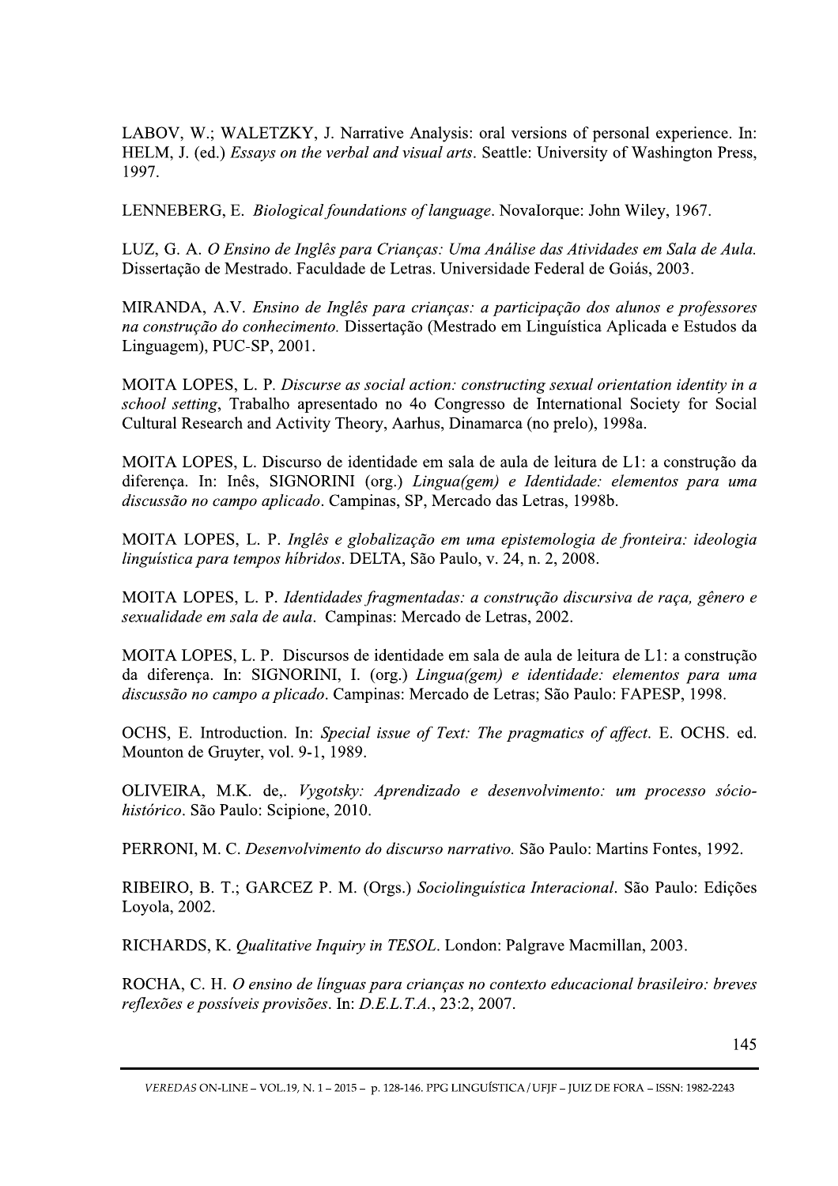LABOV, W.; WALETZKY, J. Narrative Analysis: oral versions of personal experience. In: HELM, J. (ed.) *Essays on the verbal and visual arts*. Seattle: University of Washington Press, 1997.

LENNEBERG, E. *Biological foundations of language*. NovaIorque: John Wiley, 1967.

LUZ, G. A. *O Ensino de Inglês para Crianças: Uma Análise das Atividades em Sala de Aula.* Dissertação de Mestrado. Faculdade de Letras. Universidade Federal de Goiás, 2003.

MIRANDA, A.V. *Ensino de Inglês para crianças: a participação dos alunos e professores na construção do conhecimento.* Dissertação (Mestrado em Linguística Aplicada e Estudos da Linguagem), PUC-SP, 2001.

MOITA LOPES, L. P. *Discurse as social action: constructing sexual orientation identity in a school setting*, Trabalho apresentado no 4o Congresso de International Society for Social Cultural Research and Activity Theory, Aarhus, Dinamarca (no prelo), 1998a.

MOITA LOPES, L. Discurso de identidade em sala de aula de leitura de L1: a construção da diferença. In: Inês, SIGNORINI (org.) *Lingua(gem) e Identidade: elementos para uma discussão no campo aplicado*. Campinas, SP, Mercado das Letras, 1998b.

MOITA LOPES, L. P. *Inglês e globalização em uma epistemologia de fronteira: ideologia linguística para tempos híbridos*. DELTA, São Paulo, v. 24, n. 2, 2008.

MOITA LOPES, L. P. *Identidades fragmentadas: a construção discursiva de raça, gênero e sexualidade em sala de aula*. Campinas: Mercado de Letras, 2002.

MOITA LOPES, L. P. Discursos de identidade em sala de aula de leitura de L1: a construção da diferença. In: SIGNORINI, I. (org.) *Lingua(gem) e identidade: elementos para uma discussão no campo a plicado*. Campinas: Mercado de Letras; São Paulo: FAPESP, 1998.

OCHS, E. Introduction. In: *Special issue of Text: The pragmatics of affect*. E. OCHS. ed. Mounton de Gruyter, vol. 9-1, 1989.

OLIVEIRA, M.K. de,. *Vygotsky: Aprendizado e desenvolvimento: um processo sócio-histórico*. São Paulo: Scipione, 2010.

PERRONI, M. C. *Desenvolvimento do discurso narrativo.* São Paulo: Martins Fontes, 1992.

RIBEIRO, B. T.; GARCEZ P. M. (Orgs.) *Sociolinguística Interacional*. São Paulo: Edições Loyola, 2002.

RICHARDS, K. *Qualitative Inquiry in TESOL*. London: Palgrave Macmillan, 2003.

ROCHA, C. H. *O ensino de línguas para crianças no contexto educacional brasileiro: breves reflexões e possíveis provisões*. In: *D.E.L.T.A.*, 23:2, 2007.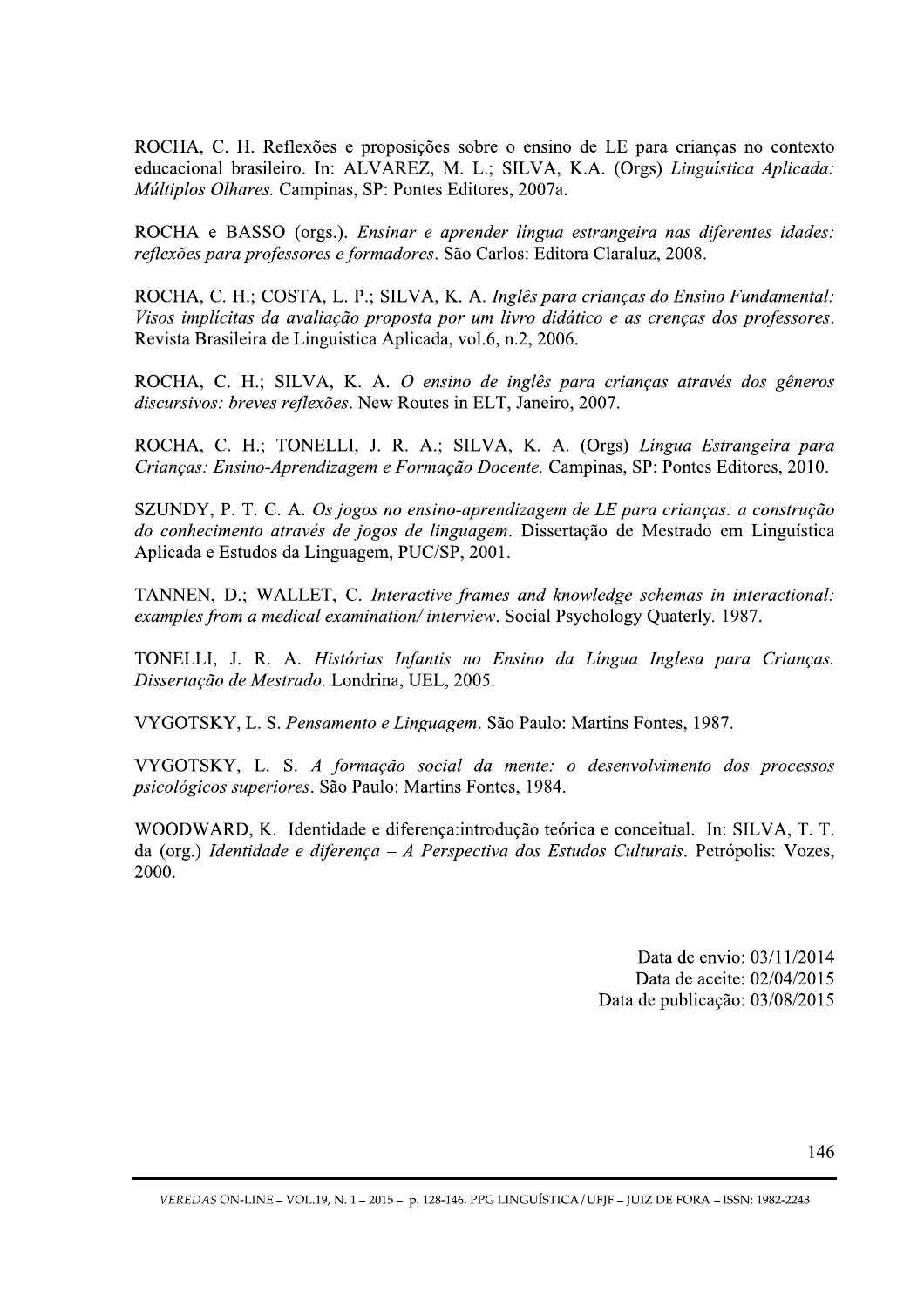ROCHA, C. H. Reflexões e proposições sobre o ensino de LE para crianças no contexto educacional brasileiro. In: ALVAREZ, M. L.; SILVA, K.A. (Orgs) *Linguística Aplicada: Múltiplos Olhares.* Campinas, SP: Pontes Editores, 2007a.

ROCHA e BASSO (orgs.). *Ensinar e aprender língua estrangeira nas diferentes idades: reflexões para professores e formadores*. São Carlos: Editora Claraluz, 2008.

ROCHA, C. H.; COSTA, L. P.; SILVA, K. A. *Inglês para crianças do Ensino Fundamental: Visos implícitas da avaliação proposta por um livro didático e as crenças dos professores*. Revista Brasileira de Linguistica Aplicada, vol.6, n.2, 2006.

ROCHA, C. H.; SILVA, K. A. *O ensino de inglês para crianças através dos gêneros discursivos: breves reflexões*. New Routes in ELT, Janeiro, 2007.

ROCHA, C. H.; TONELLI, J. R. A.; SILVA, K. A. (Orgs) *Língua Estrangeira para Crianças: Ensino-Aprendizagem e Formação Docente.* Campinas, SP: Pontes Editores, 2010.

SZUNDY, P. T. C. A. *Os jogos no ensino-aprendizagem de LE para crianças: a construção do conhecimento através de jogos de linguagem*. Dissertação de Mestrado em Linguística Aplicada e Estudos da Linguagem, PUC/SP, 2001.

TANNEN, D.; WALLET, C. *Interactive frames and knowledge schemas in interactional: examples from a medical examination/ interview*. Social Psychology Quaterly. 1987.

TONELLI, J. R. A. *Histórias Infantis no Ensino da Língua Inglesa para Crianças. Dissertação de Mestrado.* Londrina, UEL, 2005.

VYGOTSKY, L. S. *Pensamento e Linguagem*. São Paulo: Martins Fontes, 1987.

VYGOTSKY, L. S. *A formação social da mente: o desenvolvimento dos processos psicológicos superiores*. São Paulo: Martins Fontes, 1984.

WOODWARD, K. Identidade e diferença:introdução teórica e conceitual. In: SILVA, T. T. da (org.) *Identidade e diferença – A Perspectiva dos Estudos Culturais*. Petrópolis: Vozes, 2000.

Data de envio: 03/11/2014
Data de aceite: 02/04/2015
Data de publicação: 03/08/2015